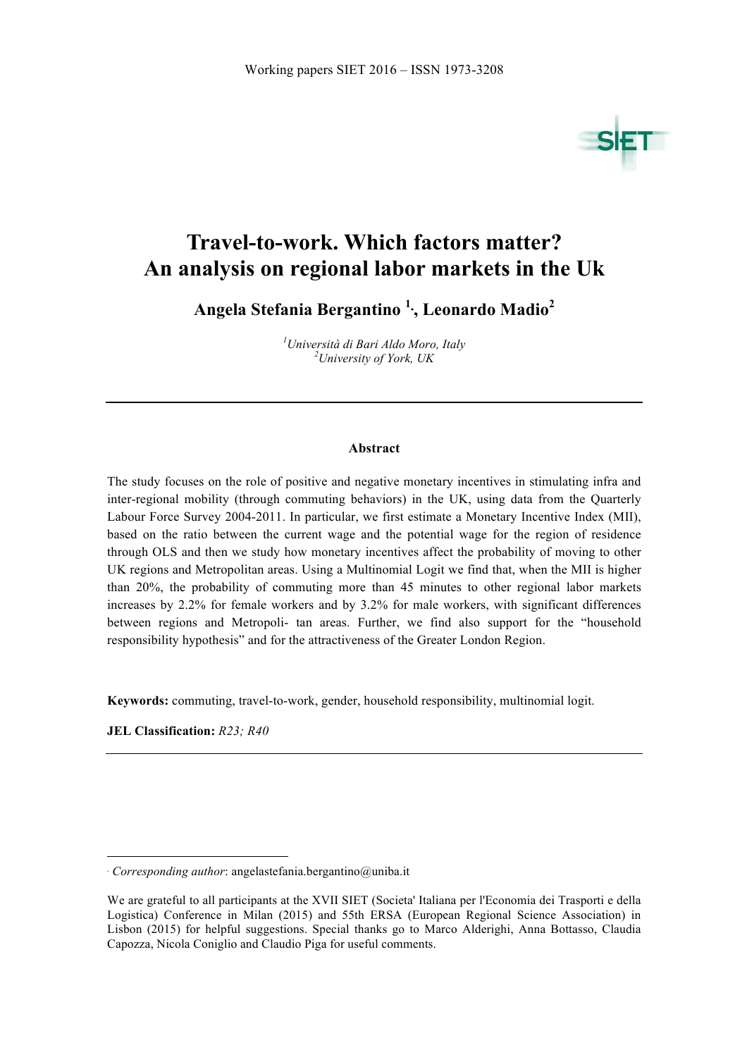# Travel-to-work. Which factors matter?
# An analysis on regional labor markets in the Uk

**Angela Stefania Bergantino [1], Leonardo Madio[2]**

[1]*Università di Bari Aldo Moro, Italy*
[2]*University of York, UK*

---

#### Abstract

The study focuses on the role of positive and negative monetary incentives in stimulating infra and inter-regional mobility (through commuting behaviors) in the UK, using data from the Quarterly Labour Force Survey 2004-2011. In particular, we first estimate a Monetary Incentive Index (MII), based on the ratio between the current wage and the potential wage for the region of residence through OLS and then we study how monetary incentives affect the probability of moving to other UK regions and Metropolitan areas. Using a Multinomial Logit we find that, when the MII is higher than 20%, the probability of commuting more than 45 minutes to other regional labor markets increases by 2.2% for female workers and by 3.2% for male workers, with significant differences between regions and Metropoli- tan areas. Further, we find also support for the "household responsibility hypothesis" and for the attractiveness of the Greater London Region.

**Keywords:** commuting, travel-to-work, gender, household responsibility, multinomial logit.

**JEL Classification:** *R23; R40*

---

*Corresponding author*: angelastefania.bergantino@uniba.it

We are grateful to all participants at the XVII SIET (Societa' Italiana per l'Economia dei Trasporti e della Logistica) Conference in Milan (2015) and 55th ERSA (European Regional Science Association) in Lisbon (2015) for helpful suggestions. Special thanks go to Marco Alderighi, Anna Bottasso, Claudia Capozza, Nicola Coniglio and Claudio Piga for useful comments.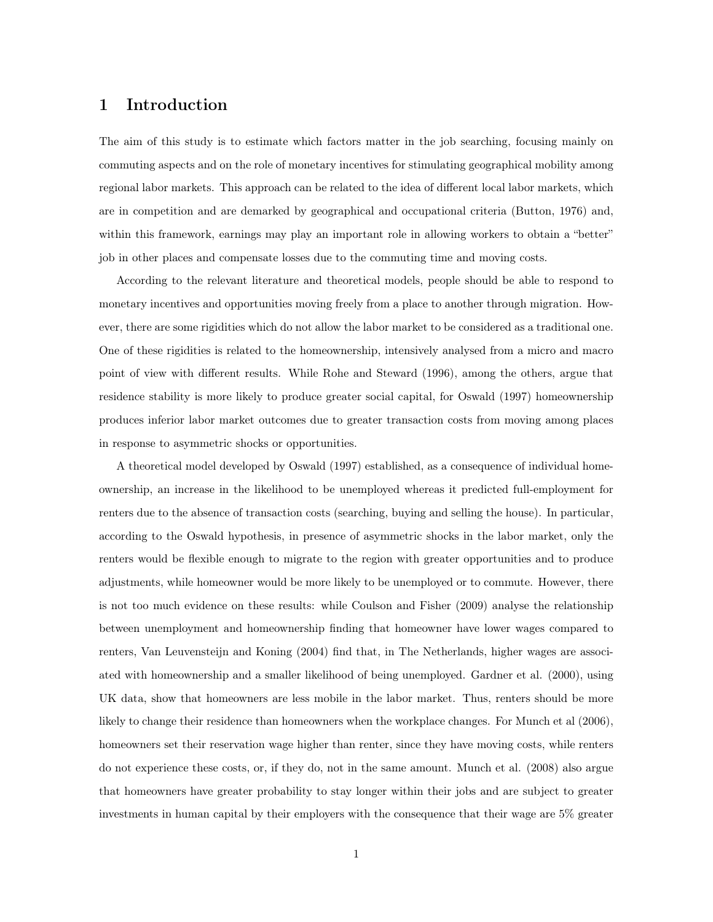# 1 Introduction

The aim of this study is to estimate which factors matter in the job searching, focusing mainly on commuting aspects and on the role of monetary incentives for stimulating geographical mobility among regional labor markets. This approach can be related to the idea of different local labor markets, which are in competition and are demarked by geographical and occupational criteria (Button, 1976) and, within this framework, earnings may play an important role in allowing workers to obtain a "better" job in other places and compensate losses due to the commuting time and moving costs.

According to the relevant literature and theoretical models, people should be able to respond to monetary incentives and opportunities moving freely from a place to another through migration. However, there are some rigidities which do not allow the labor market to be considered as a traditional one. One of these rigidities is related to the homeownership, intensively analysed from a micro and macro point of view with different results. While Rohe and Steward (1996), among the others, argue that residence stability is more likely to produce greater social capital, for Oswald (1997) homeownership produces inferior labor market outcomes due to greater transaction costs from moving among places in response to asymmetric shocks or opportunities.

A theoretical model developed by Oswald (1997) established, as a consequence of individual homeownership, an increase in the likelihood to be unemployed whereas it predicted full-employment for renters due to the absence of transaction costs (searching, buying and selling the house). In particular, according to the Oswald hypothesis, in presence of asymmetric shocks in the labor market, only the renters would be flexible enough to migrate to the region with greater opportunities and to produce adjustments, while homeowner would be more likely to be unemployed or to commute. However, there is not too much evidence on these results: while Coulson and Fisher (2009) analyse the relationship between unemployment and homeownership finding that homeowner have lower wages compared to renters, Van Leuvensteijn and Koning (2004) find that, in The Netherlands, higher wages are associated with homeownership and a smaller likelihood of being unemployed. Gardner et al. (2000), using UK data, show that homeowners are less mobile in the labor market. Thus, renters should be more likely to change their residence than homeowners when the workplace changes. For Munch et al (2006), homeowners set their reservation wage higher than renter, since they have moving costs, while renters do not experience these costs, or, if they do, not in the same amount. Munch et al. (2008) also argue that homeowners have greater probability to stay longer within their jobs and are subject to greater investments in human capital by their employers with the consequence that their wage are 5% greater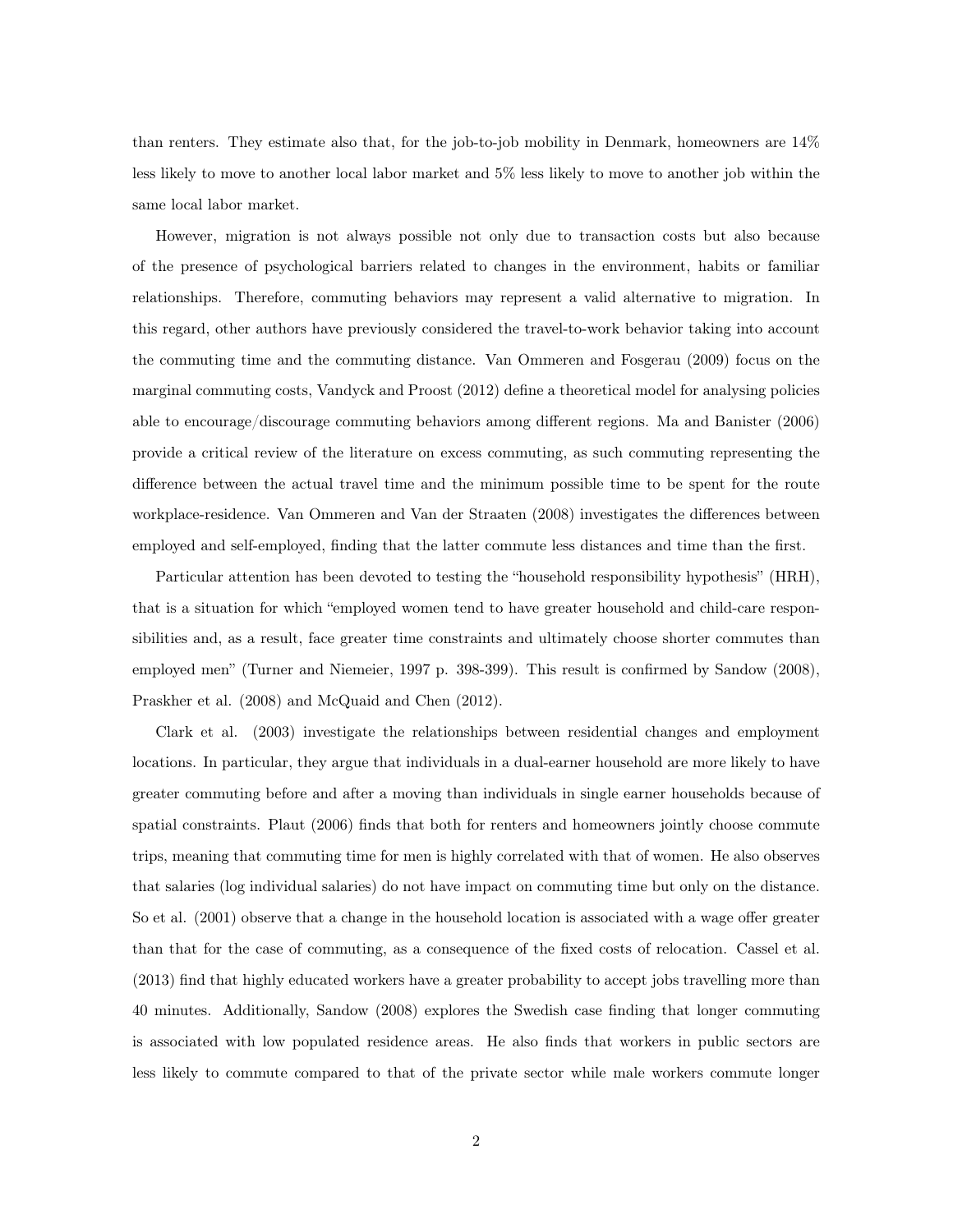than renters. They estimate also that, for the job-to-job mobility in Denmark, homeowners are 14% less likely to move to another local labor market and 5% less likely to move to another job within the same local labor market.

However, migration is not always possible not only due to transaction costs but also because of the presence of psychological barriers related to changes in the environment, habits or familiar relationships. Therefore, commuting behaviors may represent a valid alternative to migration. In this regard, other authors have previously considered the travel-to-work behavior taking into account the commuting time and the commuting distance. Van Ommeren and Fosgerau (2009) focus on the marginal commuting costs, Vandyck and Proost (2012) define a theoretical model for analysing policies able to encourage/discourage commuting behaviors among different regions. Ma and Banister (2006) provide a critical review of the literature on excess commuting, as such commuting representing the difference between the actual travel time and the minimum possible time to be spent for the route workplace-residence. Van Ommeren and Van der Straaten (2008) investigates the differences between employed and self-employed, finding that the latter commute less distances and time than the first.

Particular attention has been devoted to testing the "household responsibility hypothesis" (HRH), that is a situation for which "employed women tend to have greater household and child-care responsibilities and, as a result, face greater time constraints and ultimately choose shorter commutes than employed men" (Turner and Niemeier, 1997 p. 398-399). This result is confirmed by Sandow (2008), Praskher et al. (2008) and McQuaid and Chen (2012).

Clark et al. (2003) investigate the relationships between residential changes and employment locations. In particular, they argue that individuals in a dual-earner household are more likely to have greater commuting before and after a moving than individuals in single earner households because of spatial constraints. Plaut (2006) finds that both for renters and homeowners jointly choose commute trips, meaning that commuting time for men is highly correlated with that of women. He also observes that salaries (log individual salaries) do not have impact on commuting time but only on the distance. So et al. (2001) observe that a change in the household location is associated with a wage offer greater than that for the case of commuting, as a consequence of the fixed costs of relocation. Cassel et al. (2013) find that highly educated workers have a greater probability to accept jobs travelling more than 40 minutes. Additionally, Sandow (2008) explores the Swedish case finding that longer commuting is associated with low populated residence areas. He also finds that workers in public sectors are less likely to commute compared to that of the private sector while male workers commute longer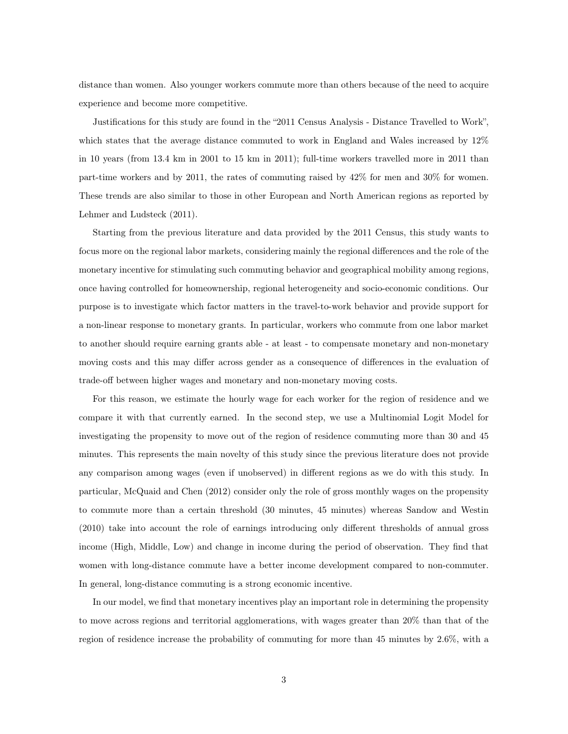distance than women. Also younger workers commute more than others because of the need to acquire experience and become more competitive.

Justifications for this study are found in the "2011 Census Analysis - Distance Travelled to Work", which states that the average distance commuted to work in England and Wales increased by 12% in 10 years (from 13.4 km in 2001 to 15 km in 2011); full-time workers travelled more in 2011 than part-time workers and by 2011, the rates of commuting raised by 42% for men and 30% for women. These trends are also similar to those in other European and North American regions as reported by Lehmer and Ludsteck (2011).

Starting from the previous literature and data provided by the 2011 Census, this study wants to focus more on the regional labor markets, considering mainly the regional differences and the role of the monetary incentive for stimulating such commuting behavior and geographical mobility among regions, once having controlled for homeownership, regional heterogeneity and socio-economic conditions. Our purpose is to investigate which factor matters in the travel-to-work behavior and provide support for a non-linear response to monetary grants. In particular, workers who commute from one labor market to another should require earning grants able - at least - to compensate monetary and non-monetary moving costs and this may differ across gender as a consequence of differences in the evaluation of trade-off between higher wages and monetary and non-monetary moving costs.

For this reason, we estimate the hourly wage for each worker for the region of residence and we compare it with that currently earned. In the second step, we use a Multinomial Logit Model for investigating the propensity to move out of the region of residence commuting more than 30 and 45 minutes. This represents the main novelty of this study since the previous literature does not provide any comparison among wages (even if unobserved) in different regions as we do with this study. In particular, McQuaid and Chen (2012) consider only the role of gross monthly wages on the propensity to commute more than a certain threshold (30 minutes, 45 minutes) whereas Sandow and Westin (2010) take into account the role of earnings introducing only different thresholds of annual gross income (High, Middle, Low) and change in income during the period of observation. They find that women with long-distance commute have a better income development compared to non-commuter. In general, long-distance commuting is a strong economic incentive.

In our model, we find that monetary incentives play an important role in determining the propensity to move across regions and territorial agglomerations, with wages greater than 20% than that of the region of residence increase the probability of commuting for more than 45 minutes by 2.6%, with a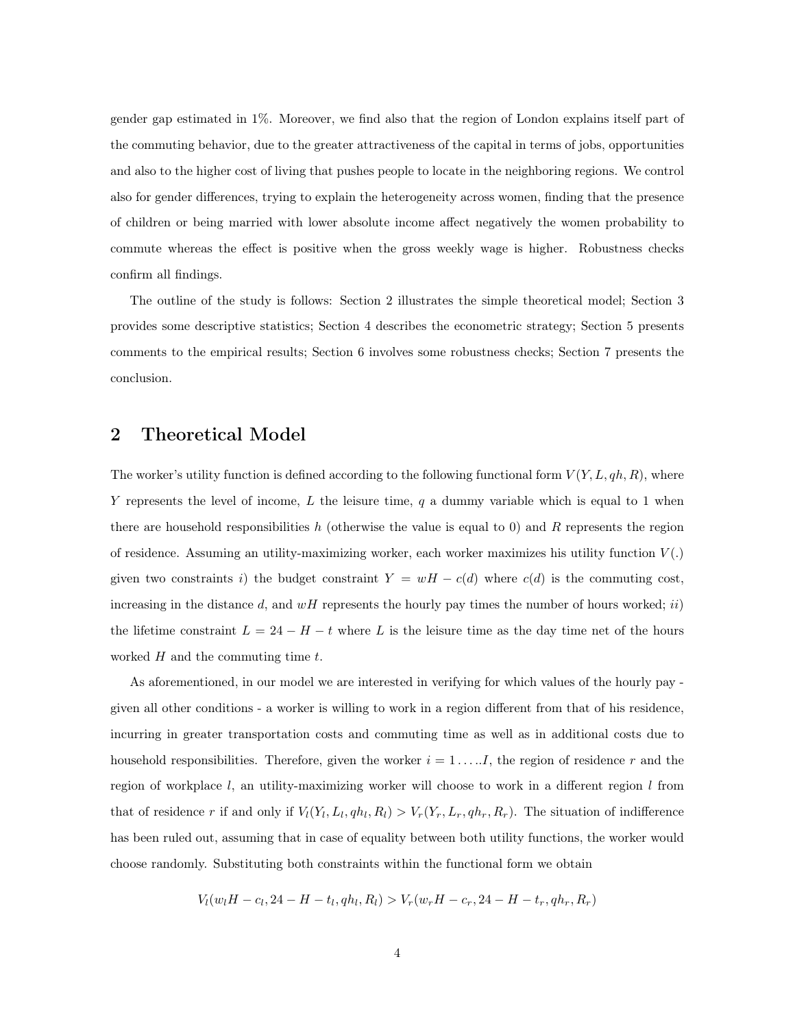gender gap estimated in 1%. Moreover, we find also that the region of London explains itself part of the commuting behavior, due to the greater attractiveness of the capital in terms of jobs, opportunities and also to the higher cost of living that pushes people to locate in the neighboring regions. We control also for gender differences, trying to explain the heterogeneity across women, finding that the presence of children or being married with lower absolute income affect negatively the women probability to commute whereas the effect is positive when the gross weekly wage is higher. Robustness checks confirm all findings.

The outline of the study is follows: Section 2 illustrates the simple theoretical model; Section 3 provides some descriptive statistics; Section 4 describes the econometric strategy; Section 5 presents comments to the empirical results; Section 6 involves some robustness checks; Section 7 presents the conclusion.

## 2 Theoretical Model

The worker's utility function is defined according to the following functional form $V(Y, L, qh, R)$, where $Y$ represents the level of income, $L$ the leisure time, $q$ a dummy variable which is equal to 1 when there are household responsibilities $h$ (otherwise the value is equal to 0) and $R$ represents the region of residence. Assuming an utility-maximizing worker, each worker maximizes his utility function $V(.)$ given two constraints *i)* the budget constraint $Y = wH - c(d)$ where $c(d)$ is the commuting cost, increasing in the distance $d$, and $wH$ represents the hourly pay times the number of hours worked; *ii)* the lifetime constraint $L = 24 - H - t$ where $L$ is the leisure time as the day time net of the hours worked $H$ and the commuting time $t$.

As aforementioned, in our model we are interested in verifying for which values of the hourly pay - given all other conditions - a worker is willing to work in a region different from that of his residence, incurring in greater transportation costs and commuting time as well as in additional costs due to household responsibilities. Therefore, given the worker $i = 1 \ldots . I$, the region of residence $r$ and the region of workplace $l$, an utility-maximizing worker will choose to work in a different region $l$ from that of residence $r$ if and only if $V_l(Y_l, L_l, qh_l, R_l) > V_r(Y_r, L_r, qh_r, R_r)$. The situation of indifference has been ruled out, assuming that in case of equality between both utility functions, the worker would choose randomly. Substituting both constraints within the functional form we obtain

$$V_l(w_l H - c_l, 24 - H - t_l, qh_l, R_l) > V_r(w_r H - c_r, 24 - H - t_r, qh_r, R_r)$$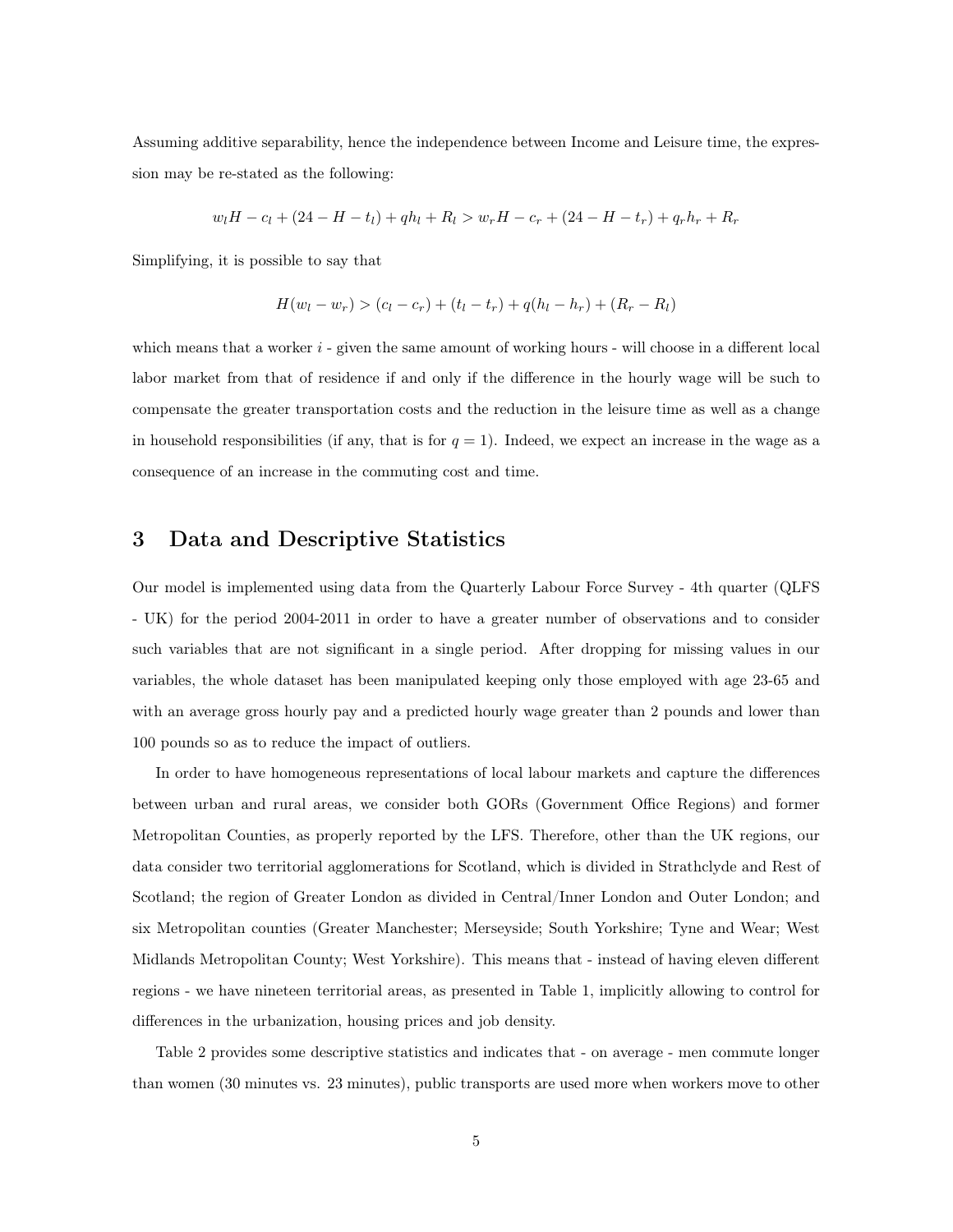Assuming additive separability, hence the independence between Income and Leisure time, the expression may be re-stated as the following:

$$w_l H - c_l + (24 - H - t_l) + qh_l + R_l > w_r H - c_r + (24 - H - t_r) + q_r h_r + R_r$$

Simplifying, it is possible to say that

$$H(w_l - w_r) > (c_l - c_r) + (t_l - t_r) + q(h_l - h_r) + (R_r - R_l)$$

which means that a worker $i$ - given the same amount of working hours - will choose in a different local labor market from that of residence if and only if the difference in the hourly wage will be such to compensate the greater transportation costs and the reduction in the leisure time as well as a change in household responsibilities (if any, that is for $q = 1$). Indeed, we expect an increase in the wage as a consequence of an increase in the commuting cost and time.

## 3 Data and Descriptive Statistics

Our model is implemented using data from the Quarterly Labour Force Survey - 4th quarter (QLFS - UK) for the period 2004-2011 in order to have a greater number of observations and to consider such variables that are not significant in a single period. After dropping for missing values in our variables, the whole dataset has been manipulated keeping only those employed with age 23-65 and with an average gross hourly pay and a predicted hourly wage greater than 2 pounds and lower than 100 pounds so as to reduce the impact of outliers.

In order to have homogeneous representations of local labour markets and capture the differences between urban and rural areas, we consider both GORs (Government Office Regions) and former Metropolitan Counties, as properly reported by the LFS. Therefore, other than the UK regions, our data consider two territorial agglomerations for Scotland, which is divided in Strathclyde and Rest of Scotland; the region of Greater London as divided in Central/Inner London and Outer London; and six Metropolitan counties (Greater Manchester; Merseyside; South Yorkshire; Tyne and Wear; West Midlands Metropolitan County; West Yorkshire). This means that - instead of having eleven different regions - we have nineteen territorial areas, as presented in Table 1, implicitly allowing to control for differences in the urbanization, housing prices and job density.

Table 2 provides some descriptive statistics and indicates that - on average - men commute longer than women (30 minutes vs. 23 minutes), public transports are used more when workers move to other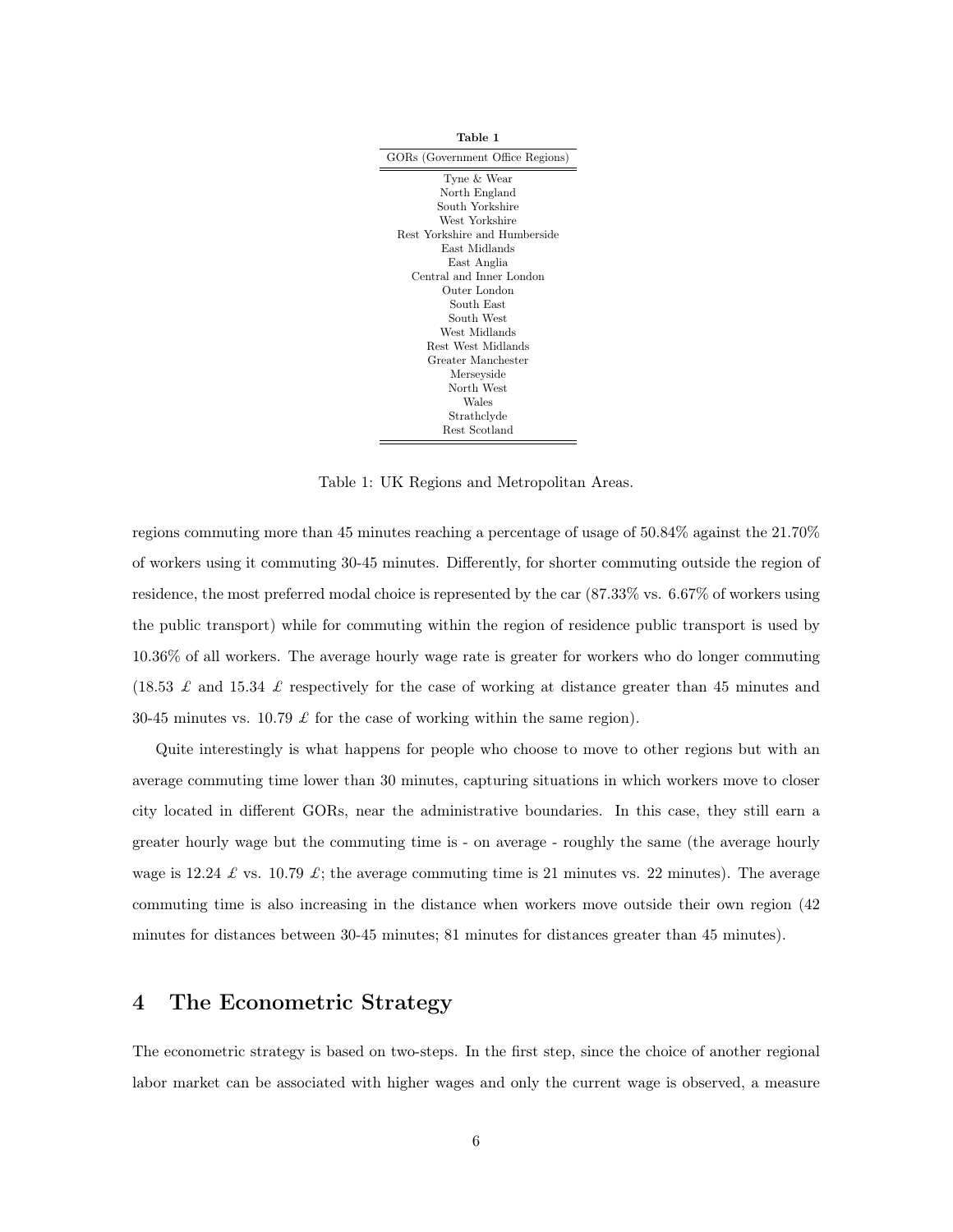**Table 1**

| GORs (Government Office Regions) |
|---|
| Tyne & Wear |
| North England |
| South Yorkshire |
| West Yorkshire |
| Rest Yorkshire and Humberside |
| East Midlands |
| East Anglia |
| Central and Inner London |
| Outer London |
| South East |
| South West |
| West Midlands |
| Rest West Midlands |
| Greater Manchester |
| Merseyside |
| North West |
| Wales |
| Strathclyde |
| Rest Scotland |

Table 1: UK Regions and Metropolitan Areas.

regions commuting more than 45 minutes reaching a percentage of usage of 50.84% against the 21.70% of workers using it commuting 30-45 minutes. Differently, for shorter commuting outside the region of residence, the most preferred modal choice is represented by the car (87.33% vs. 6.67% of workers using the public transport) while for commuting within the region of residence public transport is used by 10.36% of all workers. The average hourly wage rate is greater for workers who do longer commuting (18.53 £ and 15.34 £ respectively for the case of working at distance greater than 45 minutes and 30-45 minutes vs. 10.79 £ for the case of working within the same region).

Quite interestingly is what happens for people who choose to move to other regions but with an average commuting time lower than 30 minutes, capturing situations in which workers move to closer city located in different GORs, near the administrative boundaries. In this case, they still earn a greater hourly wage but the commuting time is - on average - roughly the same (the average hourly wage is 12.24 £ vs. 10.79 £; the average commuting time is 21 minutes vs. 22 minutes). The average commuting time is also increasing in the distance when workers move outside their own region (42 minutes for distances between 30-45 minutes; 81 minutes for distances greater than 45 minutes).

## 4 The Econometric Strategy

The econometric strategy is based on two-steps. In the first step, since the choice of another regional labor market can be associated with higher wages and only the current wage is observed, a measure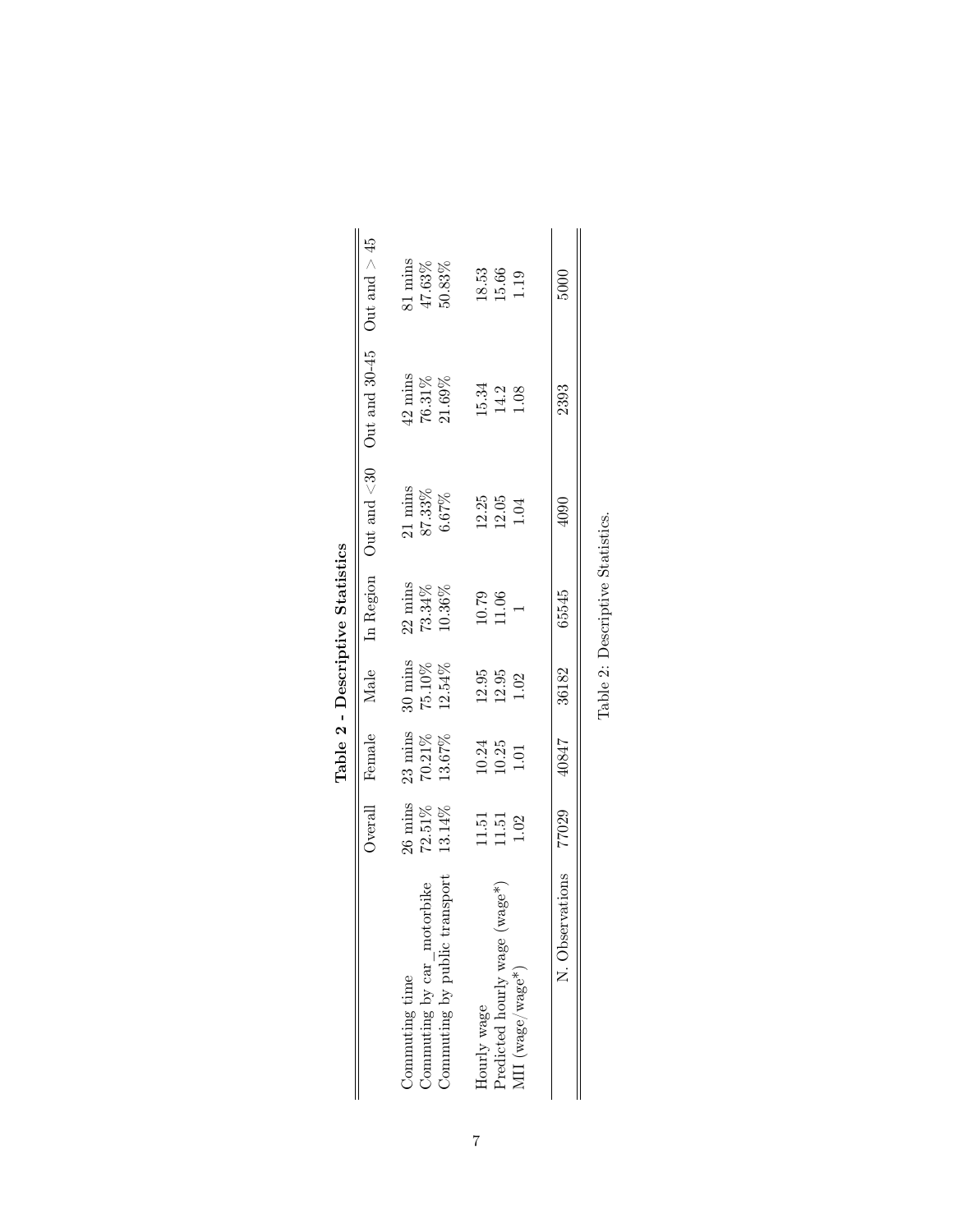**Table 2 - Descriptive Statistics**

| | Overall | Female | Male | In Region | Out and <30 | Out and 30-45 | Out and > 45 |
|---|---|---|---|---|---|---|---|
| Commuting time | 26 mins | 23 mins | 30 mins | 22 mins | 21 mins | 42 mins | 81 mins |
| Commuting by car_motorbike | 72.51% | 70.21% | 75.10% | 73.34% | 87.33% | 76.31% | 47.63% |
| Commuting by public transport | 13.14% | 13.67% | 12.54% | 10.36% | 6.67% | 21.69% | 50.83% |
| Hourly wage | 11.51 | 10.24 | 12.95 | 10.79 | 12.25 | 15.34 | 18.53 |
| Predicted hourly wage (wage*) | 11.51 | 10.25 | 12.95 | 11.06 | 12.05 | 14.2 | 15.66 |
| MII (wage/wage*) | 1.02 | 1.01 | 1.02 | 1 | 1.04 | 1.08 | 1.19 |
| N. Observations | 77029 | 40847 | 36182 | 65545 | 4090 | 2393 | 5000 |

Table 2: Descriptive Statistics.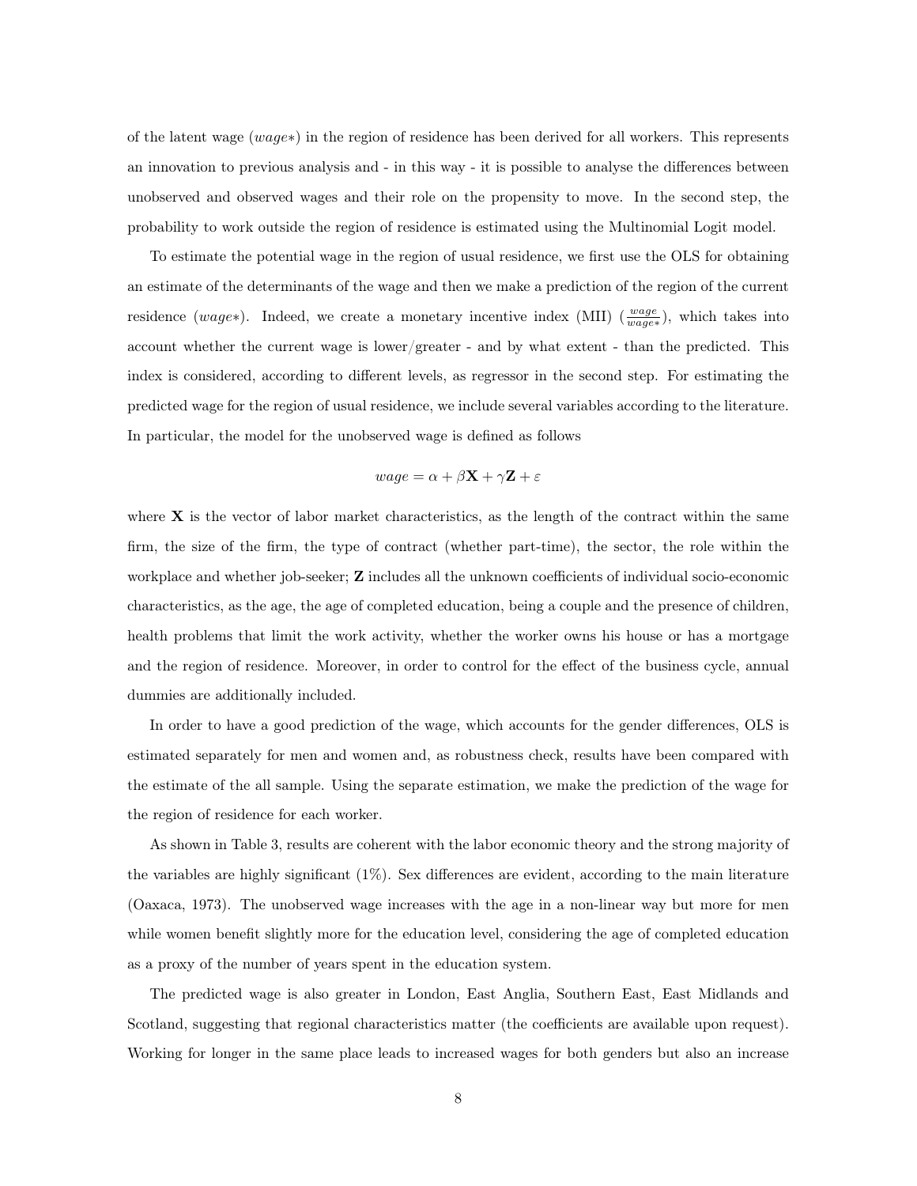of the latent wage ($wage*$) in the region of residence has been derived for all workers. This represents an innovation to previous analysis and - in this way - it is possible to analyse the differences between unobserved and observed wages and their role on the propensity to move. In the second step, the probability to work outside the region of residence is estimated using the Multinomial Logit model.

To estimate the potential wage in the region of usual residence, we first use the OLS for obtaining an estimate of the determinants of the wage and then we make a prediction of the region of the current residence ($wage*$). Indeed, we create a monetary incentive index (MII) ($\frac{wage}{wage*}$), which takes into account whether the current wage is lower/greater - and by what extent - than the predicted. This index is considered, according to different levels, as regressor in the second step. For estimating the predicted wage for the region of usual residence, we include several variables according to the literature. In particular, the model for the unobserved wage is defined as follows

$$wage = \alpha + \beta \mathbf{X} + \gamma \mathbf{Z} + \varepsilon$$

where $\mathbf{X}$ is the vector of labor market characteristics, as the length of the contract within the same firm, the size of the firm, the type of contract (whether part-time), the sector, the role within the workplace and whether job-seeker; $\mathbf{Z}$ includes all the unknown coefficients of individual socio-economic characteristics, as the age, the age of completed education, being a couple and the presence of children, health problems that limit the work activity, whether the worker owns his house or has a mortgage and the region of residence. Moreover, in order to control for the effect of the business cycle, annual dummies are additionally included.

In order to have a good prediction of the wage, which accounts for the gender differences, OLS is estimated separately for men and women and, as robustness check, results have been compared with the estimate of the all sample. Using the separate estimation, we make the prediction of the wage for the region of residence for each worker.

As shown in Table 3, results are coherent with the labor economic theory and the strong majority of the variables are highly significant (1%). Sex differences are evident, according to the main literature (Oaxaca, 1973). The unobserved wage increases with the age in a non-linear way but more for men while women benefit slightly more for the education level, considering the age of completed education as a proxy of the number of years spent in the education system.

The predicted wage is also greater in London, East Anglia, Southern East, East Midlands and Scotland, suggesting that regional characteristics matter (the coefficients are available upon request). Working for longer in the same place leads to increased wages for both genders but also an increase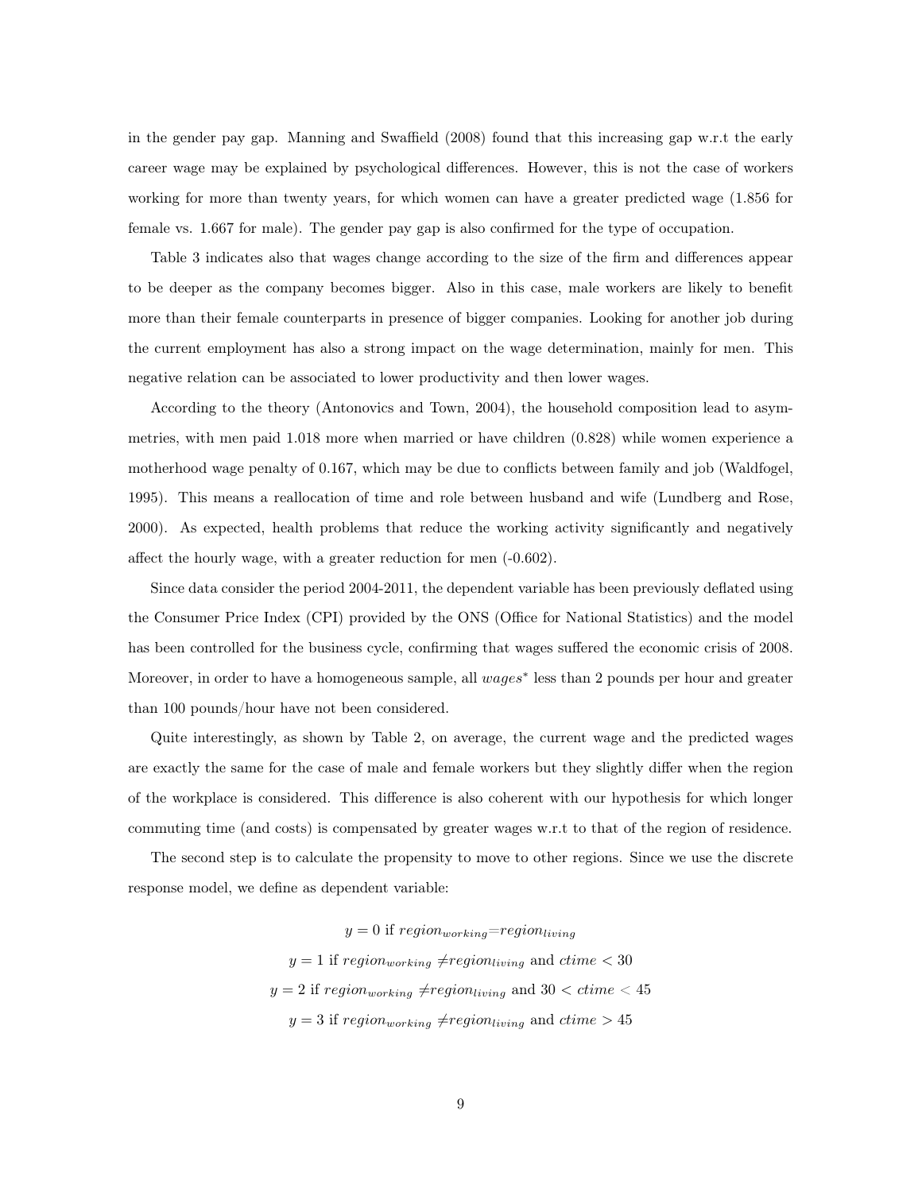in the gender pay gap. Manning and Swaffield (2008) found that this increasing gap w.r.t the early career wage may be explained by psychological differences. However, this is not the case of workers working for more than twenty years, for which women can have a greater predicted wage (1.856 for female vs. 1.667 for male). The gender pay gap is also confirmed for the type of occupation.

Table 3 indicates also that wages change according to the size of the firm and differences appear to be deeper as the company becomes bigger. Also in this case, male workers are likely to benefit more than their female counterparts in presence of bigger companies. Looking for another job during the current employment has also a strong impact on the wage determination, mainly for men. This negative relation can be associated to lower productivity and then lower wages.

According to the theory (Antonovics and Town, 2004), the household composition lead to asymmetries, with men paid 1.018 more when married or have children (0.828) while women experience a motherhood wage penalty of 0.167, which may be due to conflicts between family and job (Waldfogel, 1995). This means a reallocation of time and role between husband and wife (Lundberg and Rose, 2000). As expected, health problems that reduce the working activity significantly and negatively affect the hourly wage, with a greater reduction for men (-0.602).

Since data consider the period 2004-2011, the dependent variable has been previously deflated using the Consumer Price Index (CPI) provided by the ONS (Office for National Statistics) and the model has been controlled for the business cycle, confirming that wages suffered the economic crisis of 2008. Moreover, in order to have a homogeneous sample, all $wages^*$ less than 2 pounds per hour and greater than 100 pounds/hour have not been considered.

Quite interestingly, as shown by Table 2, on average, the current wage and the predicted wages are exactly the same for the case of male and female workers but they slightly differ when the region of the workplace is considered. This difference is also coherent with our hypothesis for which longer commuting time (and costs) is compensated by greater wages w.r.t to that of the region of residence.

The second step is to calculate the propensity to move to other regions. Since we use the discrete response model, we define as dependent variable:

$$y = 0 \text{ if } region_{working} = region_{living}$$

$$y = 1 \text{ if } region_{working} \neq region_{living} \text{ and } ctime < 30$$

$$y = 2 \text{ if } region_{working} \neq region_{living} \text{ and } 30 < ctime < 45$$

$$y = 3 \text{ if } region_{working} \neq region_{living} \text{ and } ctime > 45$$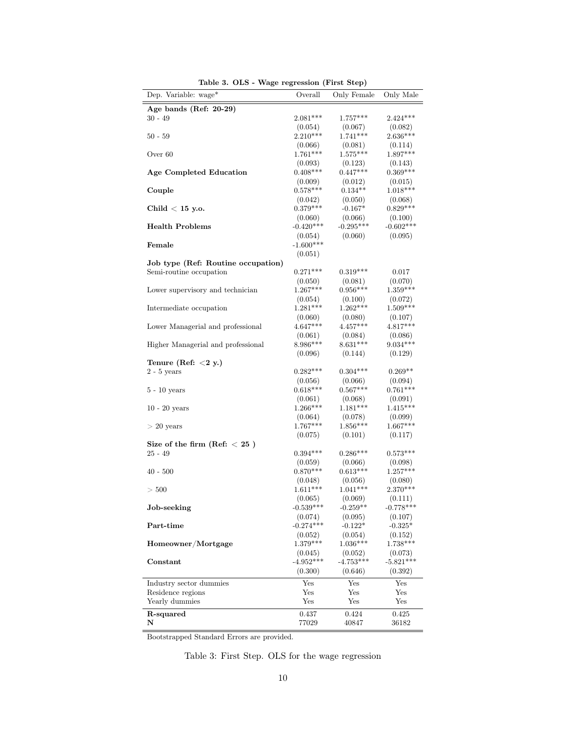**Table 3. OLS - Wage regression (First Step)**

| Dep. Variable: wage* | Overall | Only Female | Only Male |
|---|---|---|---|
| **Age bands (Ref: 20-29)** | | | |
| 30 - 49 | 2.081*** | 1.757*** | 2.424*** |
| | (0.054) | (0.067) | (0.082) |
| 50 - 59 | 2.210*** | 1.741*** | 2.636*** |
| | (0.066) | (0.081) | (0.114) |
| Over 60 | 1.761*** | 1.575*** | 1.897*** |
| | (0.093) | (0.123) | (0.143) |
| **Age Completed Education** | 0.408*** | 0.447*** | 0.369*** |
| | (0.009) | (0.012) | (0.015) |
| **Couple** | 0.578*** | 0.134** | 1.018*** |
| | (0.042) | (0.050) | (0.068) |
| **Child < 15 y.o.** | 0.379*** | -0.167* | 0.829*** |
| | (0.060) | (0.066) | (0.100) |
| **Health Problems** | -0.420*** | -0.295*** | -0.602*** |
| | (0.054) | (0.060) | (0.095) |
| **Female** | -1.600*** | | |
| | (0.051) | | |
| **Job type (Ref: Routine occupation)** | | | |
| Semi-routine occupation | 0.271*** | 0.319*** | 0.017 |
| | (0.050) | (0.081) | (0.070) |
| Lower supervisory and technician | 1.267*** | 0.956*** | 1.359*** |
| | (0.054) | (0.100) | (0.072) |
| Intermediate occupation | 1.281*** | 1.262*** | 1.509*** |
| | (0.060) | (0.080) | (0.107) |
| Lower Managerial and professional | 4.647*** | 4.457*** | 4.817*** |
| | (0.061) | (0.084) | (0.086) |
| Higher Managerial and professional | 8.986*** | 8.631*** | 9.034*** |
| | (0.096) | (0.144) | (0.129) |
| **Tenure (Ref: <2 y.)** | | | |
| 2 - 5 years | 0.282*** | 0.304*** | 0.269** |
| | (0.056) | (0.066) | (0.094) |
| 5 - 10 years | 0.618*** | 0.567*** | 0.761*** |
| | (0.061) | (0.068) | (0.091) |
| 10 - 20 years | 1.266*** | 1.181*** | 1.415*** |
| | (0.064) | (0.078) | (0.099) |
| > 20 years | 1.767*** | 1.856*** | 1.667*** |
| | (0.075) | (0.101) | (0.117) |
| **Size of the firm (Ref: < 25 )** | | | |
| 25 - 49 | 0.394*** | 0.286*** | 0.573*** |
| | (0.059) | (0.066) | (0.098) |
| 40 - 500 | 0.870*** | 0.613*** | 1.257*** |
| | (0.048) | (0.056) | (0.080) |
| > 500 | 1.611*** | 1.041*** | 2.370*** |
| | (0.065) | (0.069) | (0.111) |
| **Job-seeking** | -0.539*** | -0.259** | -0.778*** |
| | (0.074) | (0.095) | (0.107) |
| **Part-time** | -0.274*** | -0.122* | -0.325* |
| | (0.052) | (0.054) | (0.152) |
| **Homeowner/Mortgage** | 1.379*** | 1.036*** | 1.738*** |
| | (0.045) | (0.052) | (0.073) |
| **Constant** | -4.952*** | -4.753*** | -5.821*** |
| | (0.300) | (0.646) | (0.392) |
| Industry sector dummies | Yes | Yes | Yes |
| Residence regions | Yes | Yes | Yes |
| Yearly dummies | Yes | Yes | Yes |
| **R-squared** | 0.437 | 0.424 | 0.425 |
| **N** | 77029 | 40847 | 36182 |

Bootstrapped Standard Errors are provided.

Table 3: First Step. OLS for the wage regression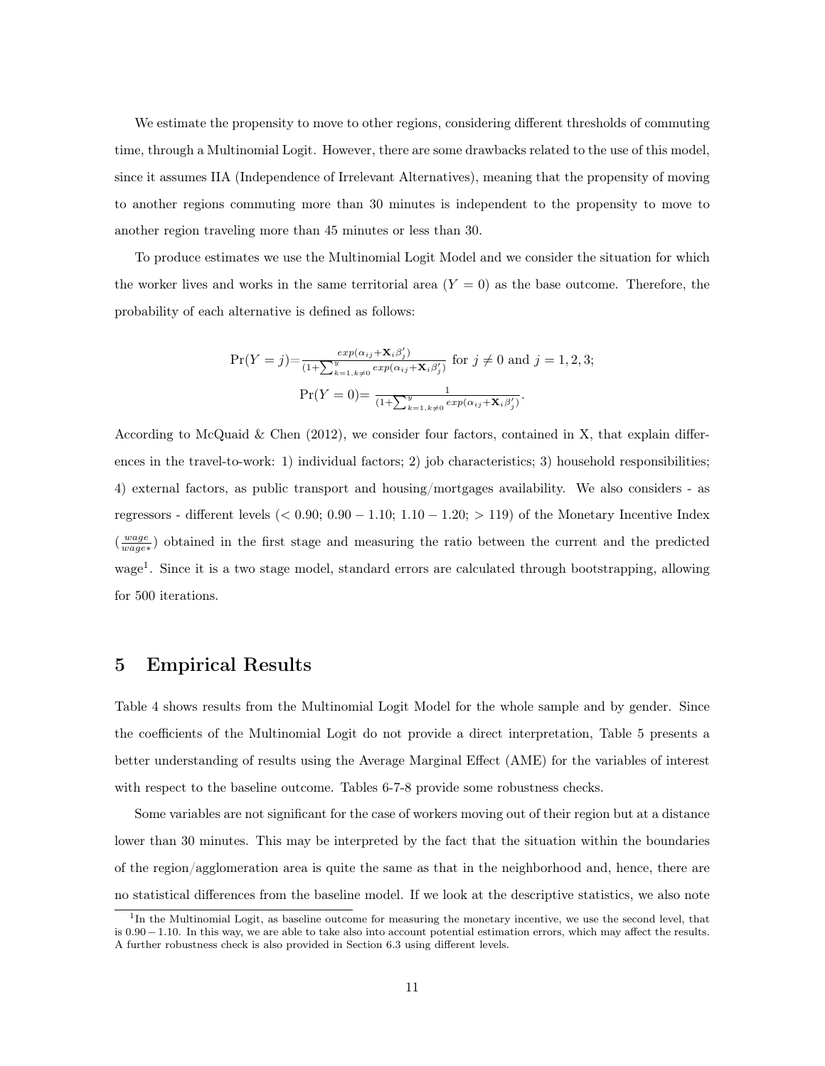We estimate the propensity to move to other regions, considering different thresholds of commuting time, through a Multinomial Logit. However, there are some drawbacks related to the use of this model, since it assumes IIA (Independence of Irrelevant Alternatives), meaning that the propensity of moving to another regions commuting more than 30 minutes is independent to the propensity to move to another region traveling more than 45 minutes or less than 30.

To produce estimates we use the Multinomial Logit Model and we consider the situation for which the worker lives and works in the same territorial area ($Y = 0$) as the base outcome. Therefore, the probability of each alternative is defined as follows:

$$\Pr(Y = j) = \frac{exp(\alpha_{ij} + \mathbf{X}_i \beta_j')}{(1 + \sum_{k=1, k \neq 0}^{y} exp(\alpha_{ij} + \mathbf{X}_i \beta_j'))} \text{ for } j \neq 0 \text{ and } j = 1, 2, 3;$$

$$\Pr(Y = 0) = \frac{1}{(1 + \sum_{k=1, k \neq 0}^{y} exp(\alpha_{ij} + \mathbf{X}_i \beta_j'))}.$$

According to McQuaid & Chen (2012), we consider four factors, contained in X, that explain differences in the travel-to-work: 1) individual factors; 2) job characteristics; 3) household responsibilities; 4) external factors, as public transport and housing/mortgages availability. We also considers - as regressors - different levels ($< 0.90$; $0.90 - 1.10$; $1.10 - 1.20$; $> 119$) of the Monetary Incentive Index ($\frac{wage}{wage*}$) obtained in the first stage and measuring the ratio between the current and the predicted wage[1]. Since it is a two stage model, standard errors are calculated through bootstrapping, allowing for 500 iterations.

# 5 Empirical Results

Table 4 shows results from the Multinomial Logit Model for the whole sample and by gender. Since the coefficients of the Multinomial Logit do not provide a direct interpretation, Table 5 presents a better understanding of results using the Average Marginal Effect (AME) for the variables of interest with respect to the baseline outcome. Tables 6-7-8 provide some robustness checks.

Some variables are not significant for the case of workers moving out of their region but at a distance lower than 30 minutes. This may be interpreted by the fact that the situation within the boundaries of the region/agglomeration area is quite the same as that in the neighborhood and, hence, there are no statistical differences from the baseline model. If we look at the descriptive statistics, we also note

[1] In the Multinomial Logit, as baseline outcome for measuring the monetary incentive, we use the second level, that is $0.90 - 1.10$. In this way, we are able to take also into account potential estimation errors, which may affect the results. A further robustness check is also provided in Section 6.3 using different levels.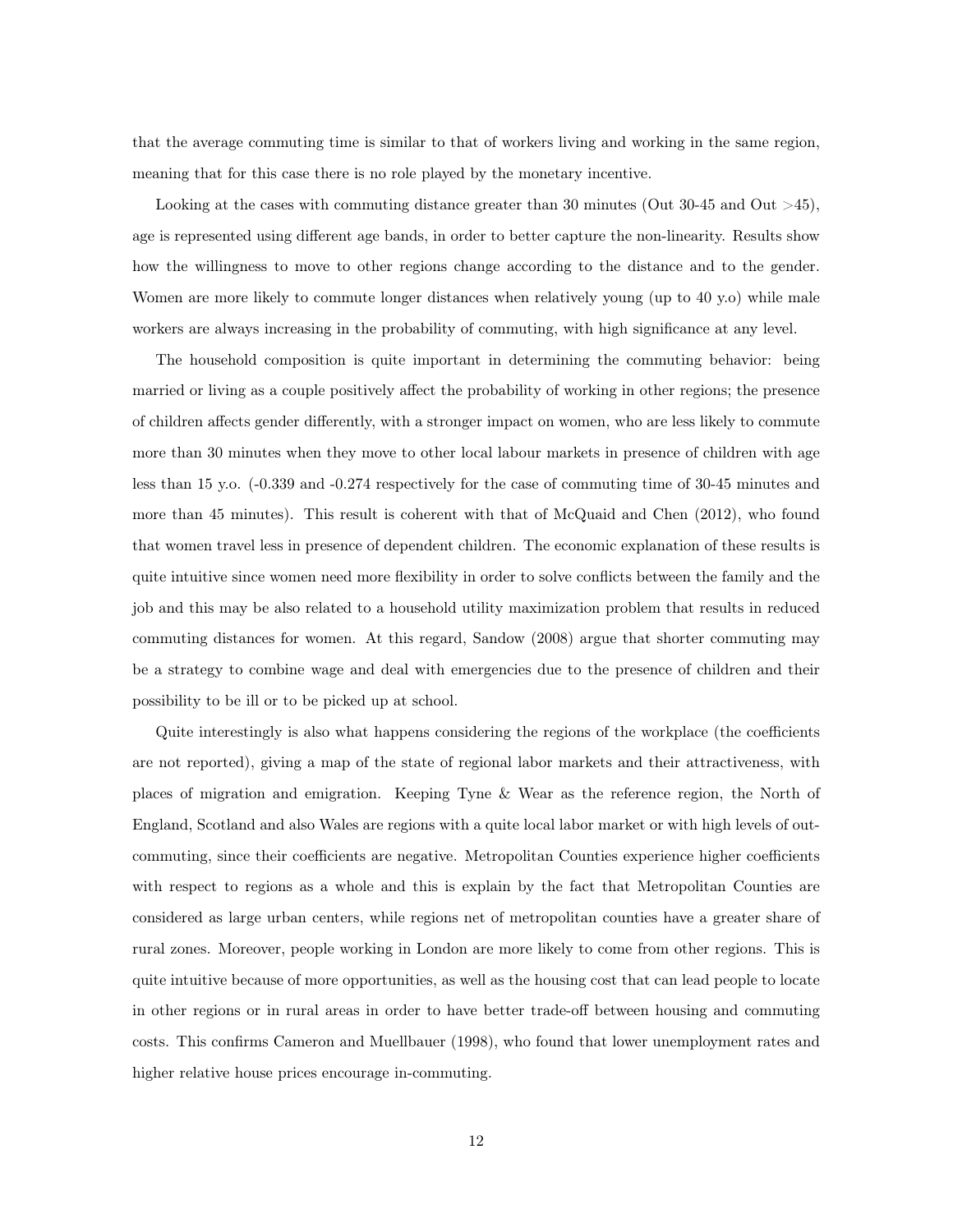that the average commuting time is similar to that of workers living and working in the same region, meaning that for this case there is no role played by the monetary incentive.

Looking at the cases with commuting distance greater than 30 minutes (Out 30-45 and Out >45), age is represented using different age bands, in order to better capture the non-linearity. Results show how the willingness to move to other regions change according to the distance and to the gender. Women are more likely to commute longer distances when relatively young (up to 40 y.o) while male workers are always increasing in the probability of commuting, with high significance at any level.

The household composition is quite important in determining the commuting behavior: being married or living as a couple positively affect the probability of working in other regions; the presence of children affects gender differently, with a stronger impact on women, who are less likely to commute more than 30 minutes when they move to other local labour markets in presence of children with age less than 15 y.o. (-0.339 and -0.274 respectively for the case of commuting time of 30-45 minutes and more than 45 minutes). This result is coherent with that of McQuaid and Chen (2012), who found that women travel less in presence of dependent children. The economic explanation of these results is quite intuitive since women need more flexibility in order to solve conflicts between the family and the job and this may be also related to a household utility maximization problem that results in reduced commuting distances for women. At this regard, Sandow (2008) argue that shorter commuting may be a strategy to combine wage and deal with emergencies due to the presence of children and their possibility to be ill or to be picked up at school.

Quite interestingly is also what happens considering the regions of the workplace (the coefficients are not reported), giving a map of the state of regional labor markets and their attractiveness, with places of migration and emigration. Keeping Tyne & Wear as the reference region, the North of England, Scotland and also Wales are regions with a quite local labor market or with high levels of out-commuting, since their coefficients are negative. Metropolitan Counties experience higher coefficients with respect to regions as a whole and this is explain by the fact that Metropolitan Counties are considered as large urban centers, while regions net of metropolitan counties have a greater share of rural zones. Moreover, people working in London are more likely to come from other regions. This is quite intuitive because of more opportunities, as well as the housing cost that can lead people to locate in other regions or in rural areas in order to have better trade-off between housing and commuting costs. This confirms Cameron and Muellbauer (1998), who found that lower unemployment rates and higher relative house prices encourage in-commuting.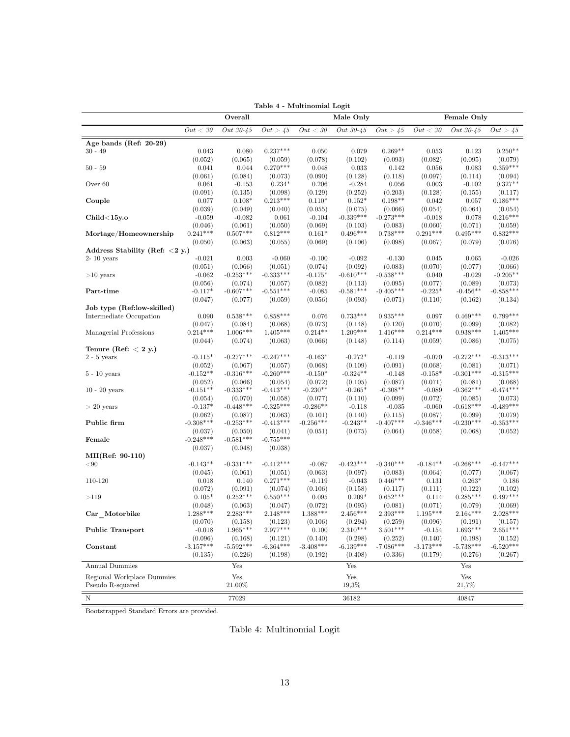**Table 4 - Multinomial Logit**

| | Overall | | | Male Only | | | Female Only | | |
|---|---|---|---|---|---|---|---|---|---|
| | *Out < 30* | *Out 30-45* | *Out > 45* | *Out < 30* | *Out 30-45* | *Out > 45* | *Out < 30* | *Out 30-45* | *Out > 45* |
| **Age bands (Ref: 20-29)** | | | | | | | | | |
| 30 - 49 | 0.043 | 0.080 | 0.237*** | 0.050 | 0.079 | 0.269** | 0.053 | 0.123 | 0.250** |
| | (0.052) | (0.065) | (0.059) | (0.078) | (0.102) | (0.093) | (0.082) | (0.095) | (0.079) |
| 50 - 59 | 0.041 | 0.044 | 0.270*** | 0.048 | 0.033 | 0.142 | 0.056 | 0.083 | 0.359*** |
| | (0.061) | (0.084) | (0.073) | (0.090) | (0.128) | (0.118) | (0.097) | (0.114) | (0.094) |
| Over 60 | 0.061 | -0.153 | 0.234* | 0.206 | -0.284 | 0.056 | 0.003 | -0.102 | 0.327** |
| | (0.091) | (0.135) | (0.098) | (0.129) | (0.252) | (0.203) | (0.128) | (0.155) | (0.117) |
| **Couple** | 0.077 | 0.108* | 0.213*** | 0.110* | 0.152* | 0.198** | 0.042 | 0.057 | 0.186*** |
| | (0.039) | (0.049) | (0.040) | (0.055) | (0.075) | (0.066) | (0.054) | (0.064) | (0.054) |
| **Child<15y.o** | -0.059 | -0.082 | 0.061 | -0.104 | -0.339*** | -0.273*** | -0.018 | 0.078 | 0.216*** |
| | (0.046) | (0.061) | (0.050) | (0.069) | (0.103) | (0.083) | (0.060) | (0.071) | (0.059) |
| **Mortage/Homeownership** | 0.241*** | 0.507*** | 0.812*** | 0.161* | 0.496*** | 0.738*** | 0.291*** | 0.495*** | 0.832*** |
| | (0.050) | (0.063) | (0.055) | (0.069) | (0.106) | (0.098) | (0.067) | (0.079) | (0.076) |
| **Address Stability (Ref: <2 y.)** | | | | | | | | | |
| 2- 10 years | -0.021 | 0.003 | -0.060 | -0.100 | -0.092 | -0.130 | 0.045 | 0.065 | -0.026 |
| | (0.051) | (0.066) | (0.051) | (0.074) | (0.092) | (0.083) | (0.070) | (0.077) | (0.066) |
| >10 years | -0.062 | -0.253*** | -0.333*** | -0.175* | -0.610*** | -0.538*** | 0.040 | -0.029 | -0.205** |
| | (0.056) | (0.074) | (0.057) | (0.082) | (0.113) | (0.095) | (0.077) | (0.089) | (0.073) |
| **Part-time** | -0.117* | -0.607*** | -0.551*** | -0.085 | -0.581*** | -0.405*** | -0.225* | -0.456** | -0.858*** |
| | (0.047) | (0.077) | (0.059) | (0.056) | (0.093) | (0.071) | (0.110) | (0.162) | (0.134) |
| **Job type (Ref:low-skilled)** | | | | | | | | | |
| Intermediate Occupation | 0.090 | 0.538*** | 0.858*** | 0.076 | 0.733*** | 0.935*** | 0.097 | 0.469*** | 0.799*** |
| | (0.047) | (0.084) | (0.068) | (0.073) | (0.148) | (0.120) | (0.070) | (0.099) | (0.082) |
| Managerial Professions | 0.214*** | 1.006*** | 1.405*** | 0.214** | 1.209*** | 1.416*** | 0.214*** | 0.938*** | 1.405*** |
| | (0.044) | (0.074) | (0.063) | (0.066) | (0.148) | (0.114) | (0.059) | (0.086) | (0.075) |
| **Tenure (Ref: < 2 y.)** | | | | | | | | | |
| 2 - 5 years | -0.115* | -0.277*** | -0.247*** | -0.163* | -0.272* | -0.119 | -0.070 | -0.272*** | -0.313*** |
| | (0.052) | (0.067) | (0.057) | (0.068) | (0.109) | (0.091) | (0.068) | (0.081) | (0.071) |
| 5 - 10 years | -0.152** | -0.316*** | -0.260*** | -0.150* | -0.324** | -0.148 | -0.158* | -0.301*** | -0.315*** |
| | (0.052) | (0.066) | (0.054) | (0.072) | (0.105) | (0.087) | (0.071) | (0.081) | (0.068) |
| 10 - 20 years | -0.151** | -0.333*** | -0.413*** | -0.230** | -0.265* | -0.308** | -0.089 | -0.362*** | -0.474*** |
| | (0.054) | (0.070) | (0.058) | (0.077) | (0.110) | (0.099) | (0.072) | (0.085) | (0.073) |
| > 20 years | -0.137* | -0.448*** | -0.325*** | -0.286** | -0.118 | -0.035 | -0.060 | -0.618*** | -0.489*** |
| | (0.062) | (0.087) | (0.063) | (0.101) | (0.140) | (0.115) | (0.087) | (0.099) | (0.079) |
| **Public firm** | -0.308*** | -0.253*** | -0.413*** | -0.256*** | -0.243** | -0.407*** | -0.346*** | -0.230*** | -0.353*** |
| | (0.037) | (0.050) | (0.041) | (0.051) | (0.075) | (0.064) | (0.058) | (0.068) | (0.052) |
| **Female** | -0.248*** | -0.581*** | -0.755*** | | | | | | |
| | (0.037) | (0.048) | (0.038) | | | | | | |
| **MII(Ref: 90-110)** | | | | | | | | | |
| <90 | -0.143** | -0.331*** | -0.412*** | -0.087 | -0.423*** | -0.340*** | -0.184** | -0.268*** | -0.447*** |
| | (0.045) | (0.061) | (0.051) | (0.063) | (0.097) | (0.083) | (0.064) | (0.077) | (0.067) |
| 110-120 | 0.018 | 0.140 | 0.271*** | -0.119 | -0.043 | 0.446*** | 0.131 | 0.263* | 0.186 |
| | (0.072) | (0.091) | (0.074) | (0.106) | (0.158) | (0.117) | (0.111) | (0.122) | (0.102) |
| >119 | 0.105* | 0.252*** | 0.550*** | 0.095 | 0.209* | 0.652*** | 0.114 | 0.285*** | 0.497*** |
| | (0.048) | (0.063) | (0.047) | (0.072) | (0.095) | (0.081) | (0.071) | (0.079) | (0.069) |
| **Car_Motorbike** | 1.288*** | 2.283*** | 2.148*** | 1.388*** | 2.456*** | 2.393*** | 1.195*** | 2.164*** | 2.028*** |
| | (0.070) | (0.158) | (0.123) | (0.106) | (0.294) | (0.259) | (0.096) | (0.191) | (0.157) |
| **Public Transport** | -0.018 | 1.965*** | 2.977*** | 0.100 | 2.310*** | 3.501*** | -0.154 | 1.693*** | 2.651*** |
| | (0.096) | (0.168) | (0.121) | (0.140) | (0.298) | (0.252) | (0.140) | (0.198) | (0.152) |
| **Constant** | -3.157*** | -5.592*** | -6.364*** | -3.408*** | -6.139*** | -7.086*** | -3.173*** | -5.738*** | -6.520*** |
| | (0.135) | (0.226) | (0.198) | (0.192) | (0.408) | (0.336) | (0.179) | (0.276) | (0.267) |
| Annual Dummies | | Yes | | | Yes | | | Yes | |
| Regional Workplace Dummies | | Yes | | | Yes | | | Yes | |
| Pseudo R-squared | | 21.00% | | | 19,3% | | | 21,7% | |
| N | | 77029 | | | 36182 | | | 40847 | |

Bootstrapped Standard Errors are provided.

Table 4: Multinomial Logit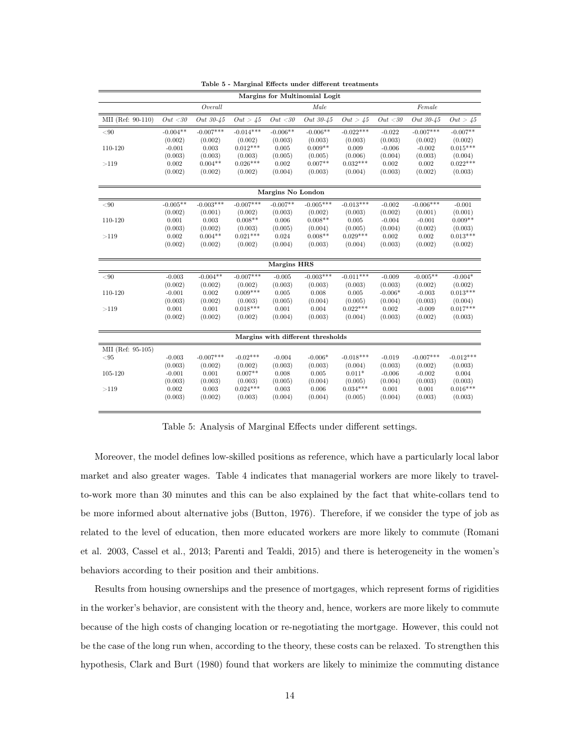**Table 5 - Marginal Effects under different treatments**

| Margins for Multinomial Logit | | | | | | | | | |
|---|---|---|---|---|---|---|---|---|---|
| | *Overall* | | | *Male* | | | *Female* | | |
| MII (Ref: 90-110) | *Out <30* | *Out 30-45* | *Out > 45* | *Out <30* | *Out 30-45* | *Out > 45* | *Out <30* | *Out 30-45* | *Out > 45* |
| <90 | -0.004** | -0.007*** | -0.014*** | -0.006** | -0.006** | -0.022*** | -0.022 | -0.007*** | -0.007** |
| | (0.002) | (0.002) | (0.002) | (0.003) | (0.003) | (0.003) | (0.003) | (0.002) | (0.002) |
| 110-120 | -0.001 | 0.003 | 0.012*** | 0.005 | 0.009** | 0.009 | -0.006 | -0.002 | 0.015*** |
| | (0.003) | (0.003) | (0.003) | (0.005) | (0.005) | (0.006) | (0.004) | (0.003) | (0.004) |
| >119 | 0.002 | 0.004** | 0.026*** | 0.002 | 0.007** | 0.032*** | 0.002 | 0.002 | 0.022*** |
| | (0.002) | (0.002) | (0.002) | (0.004) | (0.003) | (0.004) | (0.003) | (0.002) | (0.003) |
| **Margins No London** | | | | | | | | | |
| <90 | -0.005** | -0.003*** | -0.007*** | -0.007** | -0.005*** | -0.013*** | -0.002 | -0.006*** | -0.001 |
| | (0.002) | (0.001) | (0.002) | (0.003) | (0.002) | (0.003) | (0.002) | (0.001) | (0.001) |
| 110-120 | 0.001 | 0.003 | 0.008** | 0.006 | 0.008** | 0.005 | -0.004 | -0.001 | 0.009** |
| | (0.003) | (0.002) | (0.003) | (0.005) | (0.004) | (0.005) | (0.004) | (0.002) | (0.003) |
| >119 | 0.002 | 0.004** | 0.021*** | 0.024 | 0.008** | 0.029*** | 0.002 | 0.002 | 0.013*** |
| | (0.002) | (0.002) | (0.002) | (0.004) | (0.003) | (0.004) | (0.003) | (0.002) | (0.002) |
| **Margins HRS** | | | | | | | | | |
| <90 | -0.003 | -0.004** | -0.007*** | -0.005 | -0.003*** | -0.011*** | -0.009 | -0.005** | -0.004* |
| | (0.002) | (0.002) | (0.002) | (0.003) | (0.003) | (0.003) | (0.003) | (0.002) | (0.002) |
| 110-120 | -0.001 | 0.002 | 0.009*** | 0.005 | 0.008 | 0.005 | -0.006* | -0.003 | 0.013*** |
| | (0.003) | (0.002) | (0.003) | (0.005) | (0.004) | (0.005) | (0.004) | (0.003) | (0.004) |
| >119 | 0.001 | 0.001 | 0.018*** | 0.001 | 0.004 | 0.022*** | 0.002 | -0.009 | 0.017*** |
| | (0.002) | (0.002) | (0.002) | (0.004) | (0.003) | (0.004) | (0.003) | (0.002) | (0.003) |
| **Margins with different thresholds** | | | | | | | | | |
| MII (Ref: 95-105) | | | | | | | | | |
| <95 | -0.003 | -0.007*** | -0.02*** | -0.004 | -0.006* | -0.018*** | -0.019 | -0.007*** | -0.012*** |
| | (0.003) | (0.002) | (0.002) | (0.003) | (0.003) | (0.004) | (0.003) | (0.002) | (0.003) |
| 105-120 | -0.001 | 0.001 | 0.007** | 0.008 | 0.005 | 0.011* | -0.006 | -0.002 | 0.004 |
| | (0.003) | (0.003) | (0.003) | (0.005) | (0.004) | (0.005) | (0.004) | (0.003) | (0.003) |
| >119 | 0.002 | 0.003 | 0.024*** | 0.003 | 0.006 | 0.034*** | 0.001 | 0.001 | 0.016*** |
| | (0.003) | (0.002) | (0.003) | (0.004) | (0.004) | (0.005) | (0.004) | (0.003) | (0.003) |

Table 5: Analysis of Marginal Effects under different settings.

Moreover, the model defines low-skilled positions as reference, which have a particularly local labor market and also greater wages. Table 4 indicates that managerial workers are more likely to travel-to-work more than 30 minutes and this can be also explained by the fact that white-collars tend to be more informed about alternative jobs (Button, 1976). Therefore, if we consider the type of job as related to the level of education, then more educated workers are more likely to commute (Romani et al. 2003, Cassel et al., 2013; Parenti and Tealdi, 2015) and there is heterogeneity in the women's behaviors according to their position and their ambitions.

Results from housing ownerships and the presence of mortgages, which represent forms of rigidities in the worker's behavior, are consistent with the theory and, hence, workers are more likely to commute because of the high costs of changing location or re-negotiating the mortgage. However, this could not be the case of the long run when, according to the theory, these costs can be relaxed. To strengthen this hypothesis, Clark and Burt (1980) found that workers are likely to minimize the commuting distance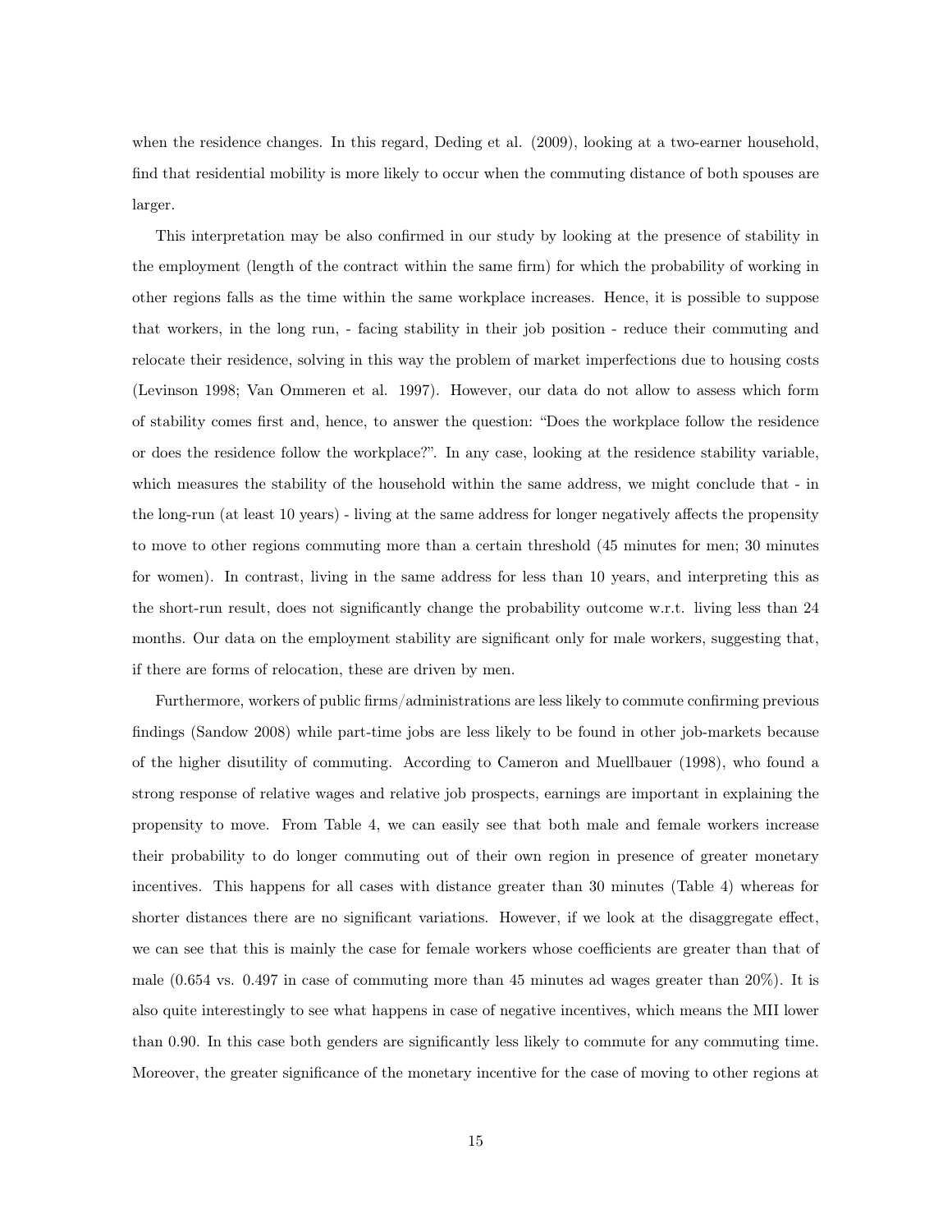when the residence changes. In this regard, Deding et al. (2009), looking at a two-earner household, find that residential mobility is more likely to occur when the commuting distance of both spouses are larger.

This interpretation may be also confirmed in our study by looking at the presence of stability in the employment (length of the contract within the same firm) for which the probability of working in other regions falls as the time within the same workplace increases. Hence, it is possible to suppose that workers, in the long run, - facing stability in their job position - reduce their commuting and relocate their residence, solving in this way the problem of market imperfections due to housing costs (Levinson 1998; Van Ommeren et al. 1997). However, our data do not allow to assess which form of stability comes first and, hence, to answer the question: "Does the workplace follow the residence or does the residence follow the workplace?". In any case, looking at the residence stability variable, which measures the stability of the household within the same address, we might conclude that - in the long-run (at least 10 years) - living at the same address for longer negatively affects the propensity to move to other regions commuting more than a certain threshold (45 minutes for men; 30 minutes for women). In contrast, living in the same address for less than 10 years, and interpreting this as the short-run result, does not significantly change the probability outcome w.r.t. living less than 24 months. Our data on the employment stability are significant only for male workers, suggesting that, if there are forms of relocation, these are driven by men.

Furthermore, workers of public firms/administrations are less likely to commute confirming previous findings (Sandow 2008) while part-time jobs are less likely to be found in other job-markets because of the higher disutility of commuting. According to Cameron and Muellbauer (1998), who found a strong response of relative wages and relative job prospects, earnings are important in explaining the propensity to move. From Table 4, we can easily see that both male and female workers increase their probability to do longer commuting out of their own region in presence of greater monetary incentives. This happens for all cases with distance greater than 30 minutes (Table 4) whereas for shorter distances there are no significant variations. However, if we look at the disaggregate effect, we can see that this is mainly the case for female workers whose coefficients are greater than that of male (0.654 vs. 0.497 in case of commuting more than 45 minutes ad wages greater than 20%). It is also quite interestingly to see what happens in case of negative incentives, which means the MII lower than 0.90. In this case both genders are significantly less likely to commute for any commuting time. Moreover, the greater significance of the monetary incentive for the case of moving to other regions at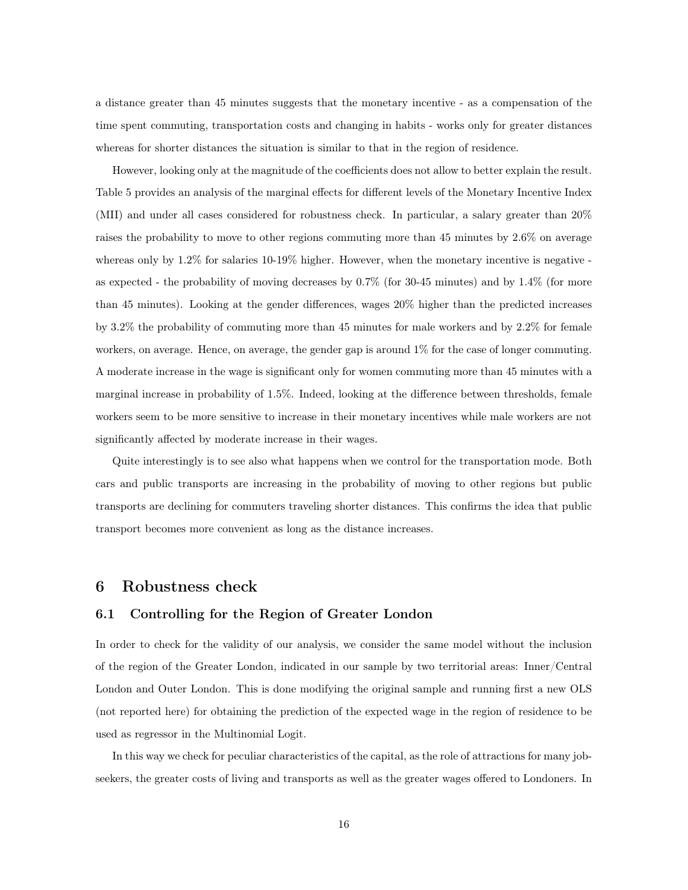a distance greater than 45 minutes suggests that the monetary incentive - as a compensation of the time spent commuting, transportation costs and changing in habits - works only for greater distances whereas for shorter distances the situation is similar to that in the region of residence.

However, looking only at the magnitude of the coefficients does not allow to better explain the result. Table 5 provides an analysis of the marginal effects for different levels of the Monetary Incentive Index (MII) and under all cases considered for robustness check. In particular, a salary greater than 20% raises the probability to move to other regions commuting more than 45 minutes by 2.6% on average whereas only by 1.2% for salaries 10-19% higher. However, when the monetary incentive is negative - as expected - the probability of moving decreases by 0.7% (for 30-45 minutes) and by 1.4% (for more than 45 minutes). Looking at the gender differences, wages 20% higher than the predicted increases by 3.2% the probability of commuting more than 45 minutes for male workers and by 2.2% for female workers, on average. Hence, on average, the gender gap is around 1% for the case of longer commuting. A moderate increase in the wage is significant only for women commuting more than 45 minutes with a marginal increase in probability of 1.5%. Indeed, looking at the difference between thresholds, female workers seem to be more sensitive to increase in their monetary incentives while male workers are not significantly affected by moderate increase in their wages.

Quite interestingly is to see also what happens when we control for the transportation mode. Both cars and public transports are increasing in the probability of moving to other regions but public transports are declining for commuters traveling shorter distances. This confirms the idea that public transport becomes more convenient as long as the distance increases.

## 6 Robustness check

### 6.1 Controlling for the Region of Greater London

In order to check for the validity of our analysis, we consider the same model without the inclusion of the region of the Greater London, indicated in our sample by two territorial areas: Inner/Central London and Outer London. This is done modifying the original sample and running first a new OLS (not reported here) for obtaining the prediction of the expected wage in the region of residence to be used as regressor in the Multinomial Logit.

In this way we check for peculiar characteristics of the capital, as the role of attractions for many job-seekers, the greater costs of living and transports as well as the greater wages offered to Londoners. In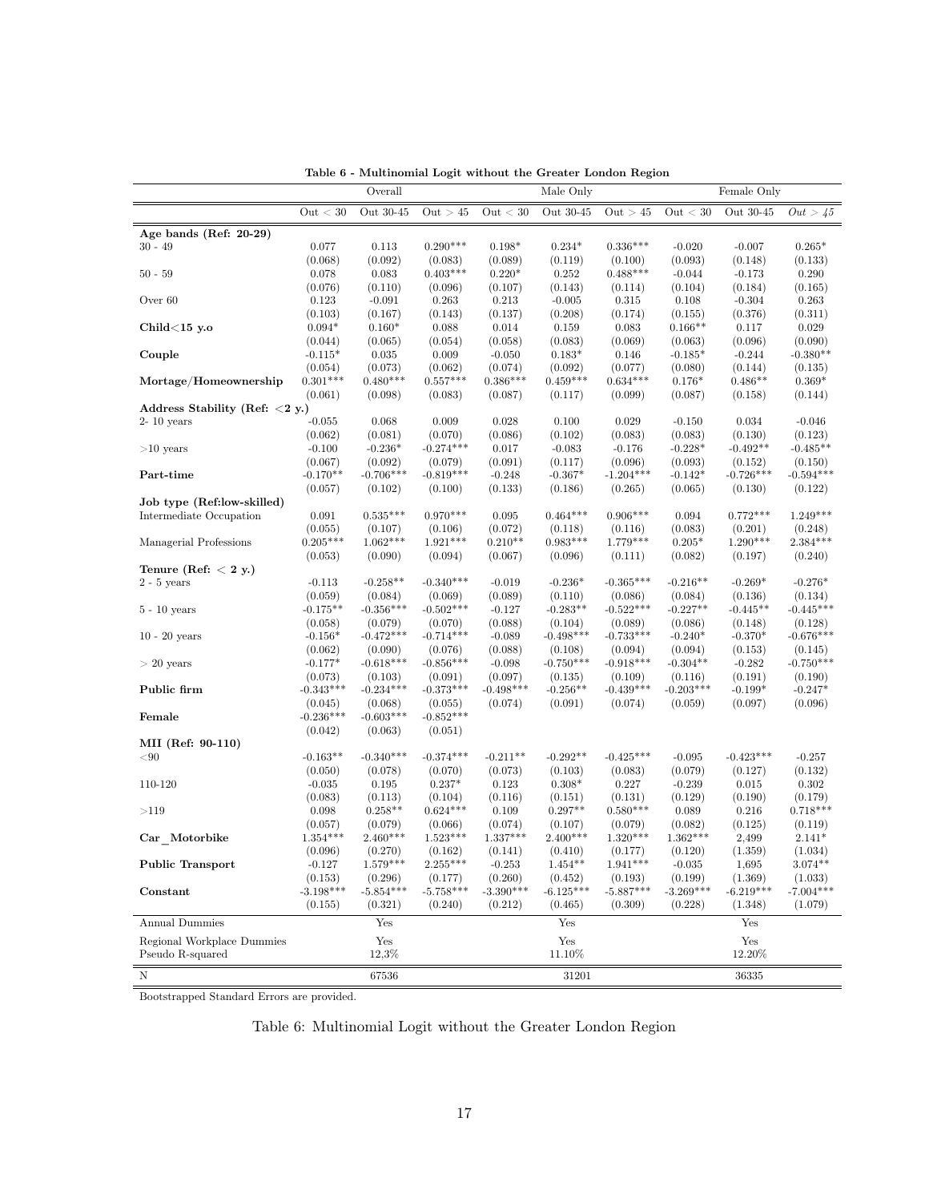**Table 6 - Multinomial Logit without the Greater London Region**

| | Overall | | | Male Only | | | Female Only | | |
|---|---|---|---|---|---|---|---|---|---|
| | Out < 30 | Out 30-45 | Out > 45 | Out < 30 | Out 30-45 | Out > 45 | Out < 30 | Out 30-45 | *Out > 45* |
| **Age bands (Ref: 20-29)** | | | | | | | | | |
| 30 - 49 | 0.077 | 0.113 | 0.290*** | 0.198* | 0.234* | 0.336*** | -0.020 | -0.007 | 0.265* |
| | (0.068) | (0.092) | (0.083) | (0.089) | (0.119) | (0.100) | (0.093) | (0.148) | (0.133) |
| 50 - 59 | 0.078 | 0.083 | 0.403*** | 0.220* | 0.252 | 0.488*** | -0.044 | -0.173 | 0.290 |
| | (0.076) | (0.110) | (0.096) | (0.107) | (0.143) | (0.114) | (0.104) | (0.184) | (0.165) |
| Over 60 | 0.123 | -0.091 | 0.263 | 0.213 | -0.005 | 0.315 | 0.108 | -0.304 | 0.263 |
| | (0.103) | (0.167) | (0.143) | (0.137) | (0.208) | (0.174) | (0.155) | (0.376) | (0.311) |
| **Child<15 y.o** | 0.094* | 0.160* | 0.088 | 0.014 | 0.159 | 0.083 | 0.166** | 0.117 | 0.029 |
| | (0.044) | (0.065) | (0.054) | (0.058) | (0.083) | (0.069) | (0.063) | (0.096) | (0.090) |
| **Couple** | -0.115* | 0.035 | 0.009 | -0.050 | 0.183* | 0.146 | -0.185* | -0.244 | -0.380** |
| | (0.054) | (0.073) | (0.062) | (0.074) | (0.092) | (0.077) | (0.080) | (0.144) | (0.135) |
| **Mortage/Homeownership** | 0.301*** | 0.480*** | 0.557*** | 0.386*** | 0.459*** | 0.634*** | 0.176* | 0.486** | 0.369* |
| | (0.061) | (0.098) | (0.083) | (0.087) | (0.117) | (0.099) | (0.087) | (0.158) | (0.144) |
| **Address Stability (Ref: <2 y.)** | | | | | | | | | |
| 2- 10 years | -0.055 | 0.068 | 0.009 | 0.028 | 0.100 | 0.029 | -0.150 | 0.034 | -0.046 |
| | (0.062) | (0.081) | (0.070) | (0.086) | (0.102) | (0.083) | (0.083) | (0.130) | (0.123) |
| >10 years | -0.100 | -0.236* | -0.274*** | 0.017 | -0.083 | -0.176 | -0.228* | -0.492** | -0.485** |
| | (0.067) | (0.092) | (0.079) | (0.091) | (0.117) | (0.096) | (0.093) | (0.152) | (0.150) |
| **Part-time** | -0.170** | -0.706*** | -0.819*** | -0.248 | -0.367* | -1.204*** | -0.142* | -0.726*** | -0.594*** |
| | (0.057) | (0.102) | (0.100) | (0.133) | (0.186) | (0.265) | (0.065) | (0.130) | (0.122) |
| **Job type (Ref:low-skilled)** | | | | | | | | | |
| Intermediate Occupation | 0.091 | 0.535*** | 0.970*** | 0.095 | 0.464*** | 0.906*** | 0.094 | 0.772*** | 1.249*** |
| | (0.055) | (0.107) | (0.106) | (0.072) | (0.118) | (0.116) | (0.083) | (0.201) | (0.248) |
| Managerial Professions | 0.205*** | 1.062*** | 1.921*** | 0.210** | 0.983*** | 1.779*** | 0.205* | 1.290*** | 2.384*** |
| | (0.053) | (0.090) | (0.094) | (0.067) | (0.096) | (0.111) | (0.082) | (0.197) | (0.240) |
| **Tenure (Ref: < 2 y.)** | | | | | | | | | |
| 2 - 5 years | -0.113 | -0.258** | -0.340*** | -0.019 | -0.236* | -0.365*** | -0.216** | -0.269* | -0.276* |
| | (0.059) | (0.084) | (0.069) | (0.089) | (0.110) | (0.086) | (0.084) | (0.136) | (0.134) |
| 5 - 10 years | -0.175** | -0.356*** | -0.502*** | -0.127 | -0.283** | -0.522*** | -0.227** | -0.445** | -0.445*** |
| | (0.058) | (0.079) | (0.070) | (0.088) | (0.104) | (0.089) | (0.086) | (0.148) | (0.128) |
| 10 - 20 years | -0.156* | -0.472*** | -0.714*** | -0.089 | -0.498*** | -0.733*** | -0.240* | -0.370* | -0.676*** |
| | (0.062) | (0.090) | (0.076) | (0.088) | (0.108) | (0.094) | (0.094) | (0.153) | (0.145) |
| > 20 years | -0.177* | -0.618*** | -0.856*** | -0.098 | -0.750*** | -0.918*** | -0.304** | -0.282 | -0.750*** |
| | (0.073) | (0.103) | (0.091) | (0.097) | (0.135) | (0.109) | (0.116) | (0.191) | (0.190) |
| **Public firm** | -0.343*** | -0.234*** | -0.373*** | -0.498*** | -0.256** | -0.439*** | -0.203*** | -0.199* | -0.247* |
| | (0.045) | (0.068) | (0.055) | (0.074) | (0.091) | (0.074) | (0.059) | (0.097) | (0.096) |
| **Female** | -0.236*** | -0.603*** | -0.852*** | | | | | | |
| | (0.042) | (0.063) | (0.051) | | | | | | |
| **MII (Ref: 90-110)** | | | | | | | | | |
| <90 | -0.163** | -0.340*** | -0.374*** | -0.211** | -0.292** | -0.425*** | -0.095 | -0.423*** | -0.257 |
| | (0.050) | (0.078) | (0.070) | (0.073) | (0.103) | (0.083) | (0.079) | (0.127) | (0.132) |
| 110-120 | -0.035 | 0.195 | 0.237* | 0.123 | 0.308* | 0.227 | -0.239 | 0.015 | 0.302 |
| | (0.083) | (0.113) | (0.104) | (0.116) | (0.151) | (0.131) | (0.129) | (0.190) | (0.179) |
| >119 | 0.098 | 0.258** | 0.624*** | 0.109 | 0.297** | 0.580*** | 0.089 | 0.216 | 0.718*** |
| | (0.057) | (0.079) | (0.066) | (0.074) | (0.107) | (0.079) | (0.082) | (0.125) | (0.119) |
| **Car_Motorbike** | 1.354*** | 2.460*** | 1.523*** | 1.337*** | 2.400*** | 1.320*** | 1.362*** | 2,499 | 2.141* |
| | (0.096) | (0.270) | (0.162) | (0.141) | (0.410) | (0.177) | (0.120) | (1.359) | (1.034) |
| **Public Transport** | -0.127 | 1.579*** | 2.255*** | -0.253 | 1.454** | 1.941*** | -0.035 | 1,695 | 3.074** |
| | (0.153) | (0.296) | (0.177) | (0.260) | (0.452) | (0.193) | (0.199) | (1.369) | (1.033) |
| **Constant** | -3.198*** | -5.854*** | -5.758*** | -3.390*** | -6.125*** | -5.887*** | -3.269*** | -6.219*** | -7.004*** |
| | (0.155) | (0.321) | (0.240) | (0.212) | (0.465) | (0.309) | (0.228) | (1.348) | (1.079) |
| Annual Dummies | | Yes | | | Yes | | | Yes | |
| Regional Workplace Dummies | | Yes | | | Yes | | | Yes | |
| Pseudo R-squared | | 12,3% | | | 11.10% | | | 12.20% | |
| N | | 67536 | | | 31201 | | | 36335 | |

Bootstrapped Standard Errors are provided.

Table 6: Multinomial Logit without the Greater London Region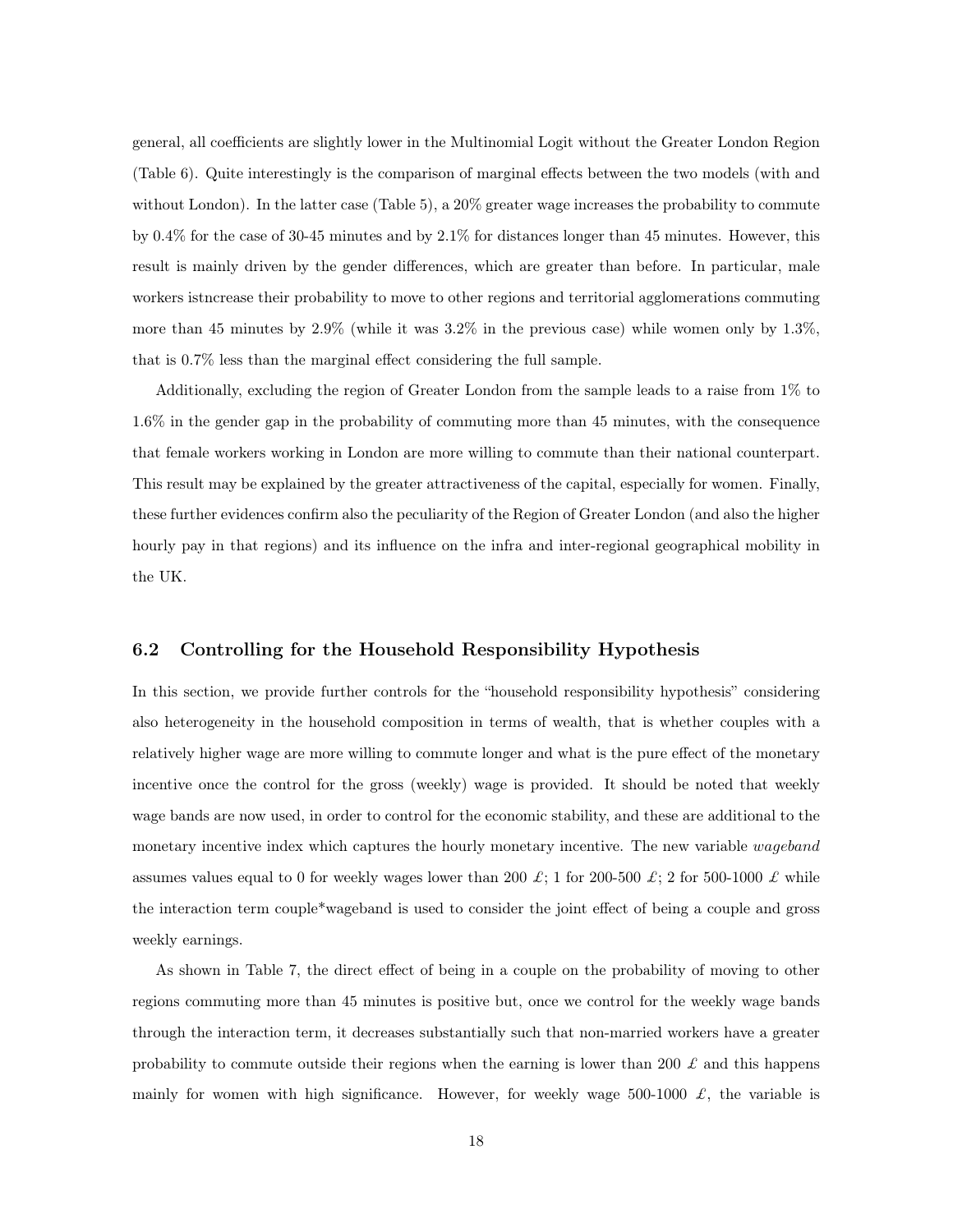general, all coefficients are slightly lower in the Multinomial Logit without the Greater London Region (Table 6). Quite interestingly is the comparison of marginal effects between the two models (with and without London). In the latter case (Table 5), a 20% greater wage increases the probability to commute by 0.4% for the case of 30-45 minutes and by 2.1% for distances longer than 45 minutes. However, this result is mainly driven by the gender differences, which are greater than before. In particular, male workers istncrease their probability to move to other regions and territorial agglomerations commuting more than 45 minutes by 2.9% (while it was 3.2% in the previous case) while women only by 1.3%, that is 0.7% less than the marginal effect considering the full sample.

Additionally, excluding the region of Greater London from the sample leads to a raise from 1% to 1.6% in the gender gap in the probability of commuting more than 45 minutes, with the consequence that female workers working in London are more willing to commute than their national counterpart. This result may be explained by the greater attractiveness of the capital, especially for women. Finally, these further evidences confirm also the peculiarity of the Region of Greater London (and also the higher hourly pay in that regions) and its influence on the infra and inter-regional geographical mobility in the UK.

### 6.2 Controlling for the Household Responsibility Hypothesis

In this section, we provide further controls for the "household responsibility hypothesis" considering also heterogeneity in the household composition in terms of wealth, that is whether couples with a relatively higher wage are more willing to commute longer and what is the pure effect of the monetary incentive once the control for the gross (weekly) wage is provided. It should be noted that weekly wage bands are now used, in order to control for the economic stability, and these are additional to the monetary incentive index which captures the hourly monetary incentive. The new variable *wageband* assumes values equal to 0 for weekly wages lower than 200 £; 1 for 200-500 £; 2 for 500-1000 £ while the interaction term couple*wageband is used to consider the joint effect of being a couple and gross weekly earnings.

As shown in Table 7, the direct effect of being in a couple on the probability of moving to other regions commuting more than 45 minutes is positive but, once we control for the weekly wage bands through the interaction term, it decreases substantially such that non-married workers have a greater probability to commute outside their regions when the earning is lower than 200 £ and this happens mainly for women with high significance. However, for weekly wage 500-1000 £, the variable is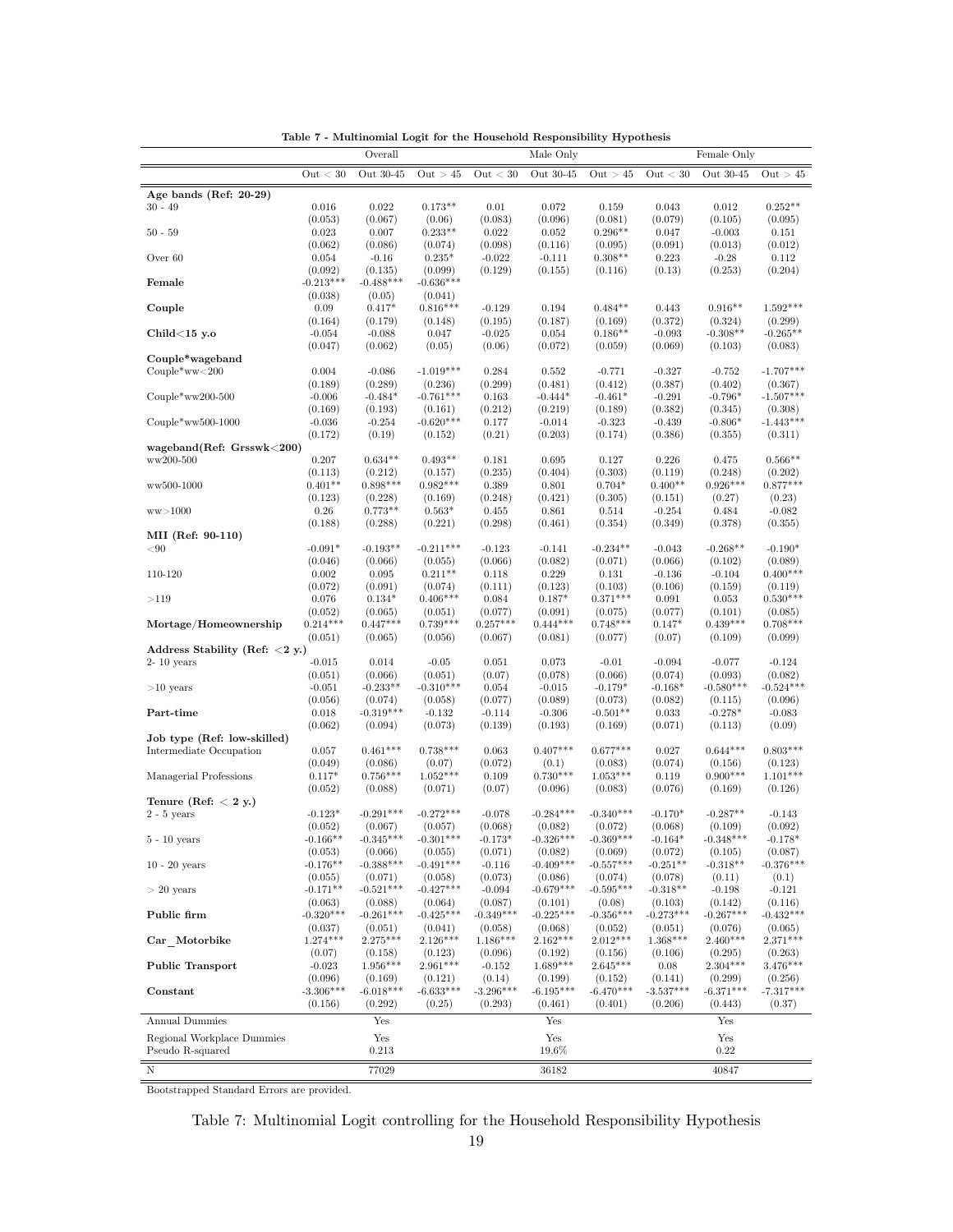**Table 7 - Multinomial Logit for the Household Responsibility Hypothesis**

| | Overall | | | Male Only | | | Female Only | | |
|---|---|---|---|---|---|---|---|---|---|
| | Out < 30 | Out 30-45 | Out > 45 | Out < 30 | Out 30-45 | Out > 45 | Out < 30 | Out 30-45 | Out > 45 |
| **Age bands (Ref: 20-29)** | | | | | | | | | |
| 30 - 49 | 0.016 | 0.022 | 0.173** | 0.01 | 0.072 | 0.159 | 0.043 | 0.012 | 0.252** |
| | (0.053) | (0.067) | (0.06) | (0.083) | (0.096) | (0.081) | (0.079) | (0.105) | (0.095) |
| 50 - 59 | 0.023 | 0.007 | 0.233** | 0.022 | 0.052 | 0.296** | 0.047 | -0.003 | 0.151 |
| | (0.062) | (0.086) | (0.074) | (0.098) | (0.116) | (0.095) | (0.091) | (0.013) | (0.012) |
| Over 60 | 0.054 | -0.16 | 0.235* | -0.022 | -0.111 | 0.308** | 0.223 | -0.28 | 0.112 |
| | (0.092) | (0.135) | (0.099) | (0.129) | (0.155) | (0.116) | (0.13) | (0.253) | (0.204) |
| **Female** | -0.213*** | -0.488*** | -0.636*** | | | | | | |
| | (0.038) | (0.05) | (0.041) | | | | | | |
| **Couple** | 0.09 | 0.417* | 0.816*** | -0.129 | 0.194 | 0.484** | 0.443 | 0.916** | 1.592*** |
| | (0.164) | (0.179) | (0.148) | (0.195) | (0.187) | (0.169) | (0.372) | (0.324) | (0.299) |
| **Child<15 y.o** | -0.054 | -0.088 | 0.047 | -0.025 | 0.054 | 0.186** | -0.093 | -0.308** | -0.265** |
| | (0.047) | (0.062) | (0.05) | (0.06) | (0.072) | (0.059) | (0.069) | (0.103) | (0.083) |
| **Couple*wageband** | | | | | | | | | |
| Couple*ww<200 | 0.004 | -0.086 | -1.019*** | 0.284 | 0.552 | -0.771 | -0.327 | -0.752 | -1.707*** |
| | (0.189) | (0.289) | (0.236) | (0.299) | (0.481) | (0.412) | (0.387) | (0.402) | (0.367) |
| Couple*ww200-500 | -0.006 | -0.484* | -0.761*** | 0.163 | -0.444* | -0.461* | -0.291 | -0.796* | -1.507*** |
| | (0.169) | (0.193) | (0.161) | (0.212) | (0.219) | (0.189) | (0.382) | (0.345) | (0.308) |
| Couple*ww500-1000 | -0.036 | -0.254 | -0.620*** | 0.177 | -0.014 | -0.323 | -0.439 | -0.806* | -1.443*** |
| | (0.172) | (0.19) | (0.152) | (0.21) | (0.203) | (0.174) | (0.386) | (0.355) | (0.311) |
| **wageband(Ref: Grsswk<200)** | | | | | | | | | |
| ww200-500 | 0.207 | 0.634** | 0.493** | 0.181 | 0.695 | 0.127 | 0.226 | 0.475 | 0.566** |
| | (0.113) | (0.212) | (0.157) | (0.235) | (0.404) | (0.303) | (0.119) | (0.248) | (0.202) |
| ww500-1000 | 0.401** | 0.898*** | 0.982*** | 0.389 | 0.801 | 0.704* | 0.400** | 0.926*** | 0.877*** |
| | (0.123) | (0.228) | (0.169) | (0.248) | (0.421) | (0.305) | (0.151) | (0.27) | (0.23) |
| ww>1000 | 0.26 | 0.773** | 0.563* | 0.455 | 0.861 | 0.514 | -0.254 | 0.484 | -0.082 |
| | (0.188) | (0.288) | (0.221) | (0.298) | (0.461) | (0.354) | (0.349) | (0.378) | (0.355) |
| **MII (Ref: 90-110)** | | | | | | | | | |
| <90 | -0.091* | -0.193** | -0.211*** | -0.123 | -0.141 | -0.234** | -0.043 | -0.268** | -0.190* |
| | (0.046) | (0.066) | (0.055) | (0.066) | (0.082) | (0.071) | (0.066) | (0.102) | (0.089) |
| 110-120 | 0.002 | 0.095 | 0.211** | 0.118 | 0.229 | 0.131 | -0.136 | -0.104 | 0.400*** |
| | (0.072) | (0.091) | (0.074) | (0.111) | (0.123) | (0.103) | (0.106) | (0.159) | (0.119) |
| >119 | 0.076 | 0.134* | 0.406*** | 0.084 | 0.187* | 0.371*** | 0.091 | 0.053 | 0.530*** |
| | (0.052) | (0.065) | (0.051) | (0.077) | (0.091) | (0.075) | (0.077) | (0.101) | (0.085) |
| **Mortage/Homeownership** | 0.214*** | 0.447*** | 0.739*** | 0.257*** | 0.444*** | 0.748*** | 0.147* | 0.439*** | 0.708*** |
| | (0.051) | (0.065) | (0.056) | (0.067) | (0.081) | (0.077) | (0.07) | (0.109) | (0.099) |
| **Address Stability (Ref: <2 y.)** | | | | | | | | | |
| 2- 10 years | -0.015 | 0.014 | -0.05 | 0.051 | 0.073 | -0.01 | -0.094 | -0.077 | -0.124 |
| | (0.051) | (0.066) | (0.051) | (0.07) | (0.078) | (0.066) | (0.074) | (0.093) | (0.082) |
| >10 years | -0.051 | -0.233** | -0.310*** | 0.054 | -0.015 | -0.179* | -0.168* | -0.580*** | -0.524*** |
| | (0.056) | (0.074) | (0.058) | (0.077) | (0.089) | (0.073) | (0.082) | (0.115) | (0.096) |
| **Part-time** | 0.018 | -0.319*** | -0.132 | -0.114 | -0.306 | -0.501** | 0.033 | -0.278* | -0.083 |
| | (0.062) | (0.094) | (0.073) | (0.139) | (0.193) | (0.169) | (0.071) | (0.113) | (0.09) |
| **Job type (Ref: low-skilled)** | | | | | | | | | |
| Intermediate Occupation | 0.057 | 0.461*** | 0.738*** | 0.063 | 0.407*** | 0.677*** | 0.027 | 0.644*** | 0.803*** |
| | (0.049) | (0.086) | (0.07) | (0.072) | (0.1) | (0.083) | (0.074) | (0.156) | (0.123) |
| Managerial Professions | 0.117* | 0.756*** | 1.052*** | 0.109 | 0.730*** | 1.053*** | 0.119 | 0.900*** | 1.101*** |
| | (0.052) | (0.088) | (0.071) | (0.07) | (0.096) | (0.083) | (0.076) | (0.169) | (0.126) |
| **Tenure (Ref: < 2 y.)** | | | | | | | | | |
| 2 - 5 years | -0.123* | -0.291*** | -0.272*** | -0.078 | -0.284*** | -0.340*** | -0.170* | -0.287** | -0.143 |
| | (0.052) | (0.067) | (0.057) | (0.068) | (0.082) | (0.072) | (0.068) | (0.109) | (0.092) |
| 5 - 10 years | -0.166** | -0.345*** | -0.301*** | -0.173* | -0.326*** | -0.369*** | -0.164* | -0.348*** | -0.178* |
| | (0.053) | (0.066) | (0.055) | (0.071) | (0.082) | (0.069) | (0.072) | (0.105) | (0.087) |
| 10 - 20 years | -0.176** | -0.388*** | -0.491*** | -0.116 | -0.409*** | -0.557*** | -0.251** | -0.318** | -0.376*** |
| | (0.055) | (0.071) | (0.058) | (0.073) | (0.086) | (0.074) | (0.078) | (0.11) | (0.1) |
| > 20 years | -0.171** | -0.521*** | -0.427*** | -0.094 | -0.679*** | -0.595*** | -0.318** | -0.198 | -0.121 |
| | (0.063) | (0.088) | (0.064) | (0.087) | (0.101) | (0.08) | (0.103) | (0.142) | (0.116) |
| **Public firm** | -0.320*** | -0.261*** | -0.425*** | -0.349*** | -0.225*** | -0.356*** | -0.273*** | -0.267*** | -0.432*** |
| | (0.037) | (0.051) | (0.041) | (0.058) | (0.068) | (0.052) | (0.051) | (0.076) | (0.065) |
| **Car_Motorbike** | 1.274*** | 2.275*** | 2.126*** | 1.186*** | 2.162*** | 2.012*** | 1.368*** | 2.460*** | 2.371*** |
| | (0.07) | (0.158) | (0.123) | (0.096) | (0.192) | (0.156) | (0.106) | (0.295) | (0.263) |
| **Public Transport** | -0.023 | 1.956*** | 2.961*** | -0.152 | 1.689*** | 2.645*** | 0.08 | 2.304*** | 3.476*** |
| | (0.096) | (0.169) | (0.121) | (0.14) | (0.199) | (0.152) | (0.141) | (0.299) | (0.256) |
| **Constant** | -3.306*** | -6.018*** | -6.633*** | -3.296*** | -6.195*** | -6.470*** | -3.537*** | -6.371*** | -7.317*** |
| | (0.156) | (0.292) | (0.25) | (0.293) | (0.461) | (0.401) | (0.206) | (0.443) | (0.37) |
| Annual Dummies | | Yes | | | Yes | | | Yes | |
| Regional Workplace Dummies | | Yes | | | Yes | | | Yes | |
| Pseudo R-squared | | 0.213 | | | 19.6% | | | 0.22 | |
| N | | 77029 | | | 36182 | | | 40847 | |

Bootstrapped Standard Errors are provided.

Table 7: Multinomial Logit controlling for the Household Responsibility Hypothesis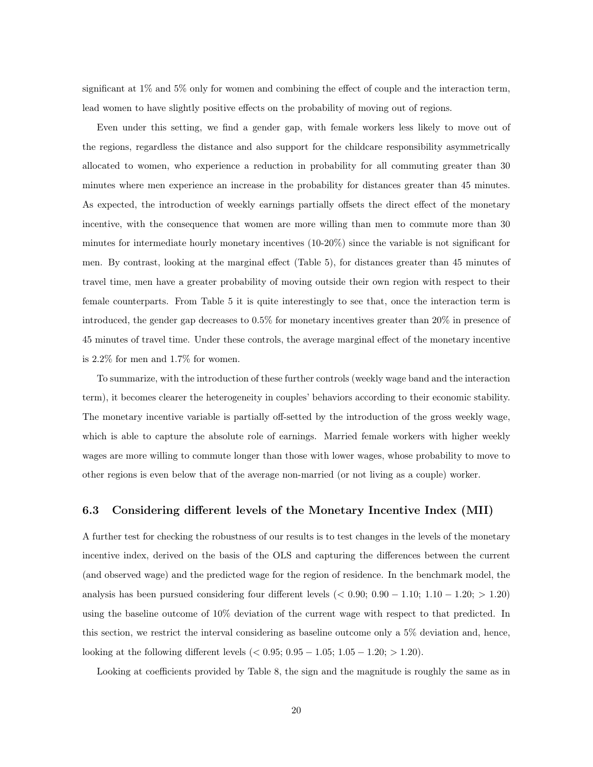significant at 1% and 5% only for women and combining the effect of couple and the interaction term, lead women to have slightly positive effects on the probability of moving out of regions.

Even under this setting, we find a gender gap, with female workers less likely to move out of the regions, regardless the distance and also support for the childcare responsibility asymmetrically allocated to women, who experience a reduction in probability for all commuting greater than 30 minutes where men experience an increase in the probability for distances greater than 45 minutes. As expected, the introduction of weekly earnings partially offsets the direct effect of the monetary incentive, with the consequence that women are more willing than men to commute more than 30 minutes for intermediate hourly monetary incentives (10-20%) since the variable is not significant for men. By contrast, looking at the marginal effect (Table 5), for distances greater than 45 minutes of travel time, men have a greater probability of moving outside their own region with respect to their female counterparts. From Table 5 it is quite interestingly to see that, once the interaction term is introduced, the gender gap decreases to 0.5% for monetary incentives greater than 20% in presence of 45 minutes of travel time. Under these controls, the average marginal effect of the monetary incentive is 2.2% for men and 1.7% for women.

To summarize, with the introduction of these further controls (weekly wage band and the interaction term), it becomes clearer the heterogeneity in couples' behaviors according to their economic stability. The monetary incentive variable is partially off-setted by the introduction of the gross weekly wage, which is able to capture the absolute role of earnings. Married female workers with higher weekly wages are more willing to commute longer than those with lower wages, whose probability to move to other regions is even below that of the average non-married (or not living as a couple) worker.

### 6.3 Considering different levels of the Monetary Incentive Index (MII)

A further test for checking the robustness of our results is to test changes in the levels of the monetary incentive index, derived on the basis of the OLS and capturing the differences between the current (and observed wage) and the predicted wage for the region of residence. In the benchmark model, the analysis has been pursued considering four different levels ($< 0.90$; $0.90 - 1.10$; $1.10 - 1.20$; $> 1.20$) using the baseline outcome of 10% deviation of the current wage with respect to that predicted. In this section, we restrict the interval considering as baseline outcome only a 5% deviation and, hence, looking at the following different levels ($< 0.95$; $0.95 - 1.05$; $1.05 - 1.20$; $> 1.20$).

Looking at coefficients provided by Table 8, the sign and the magnitude is roughly the same as in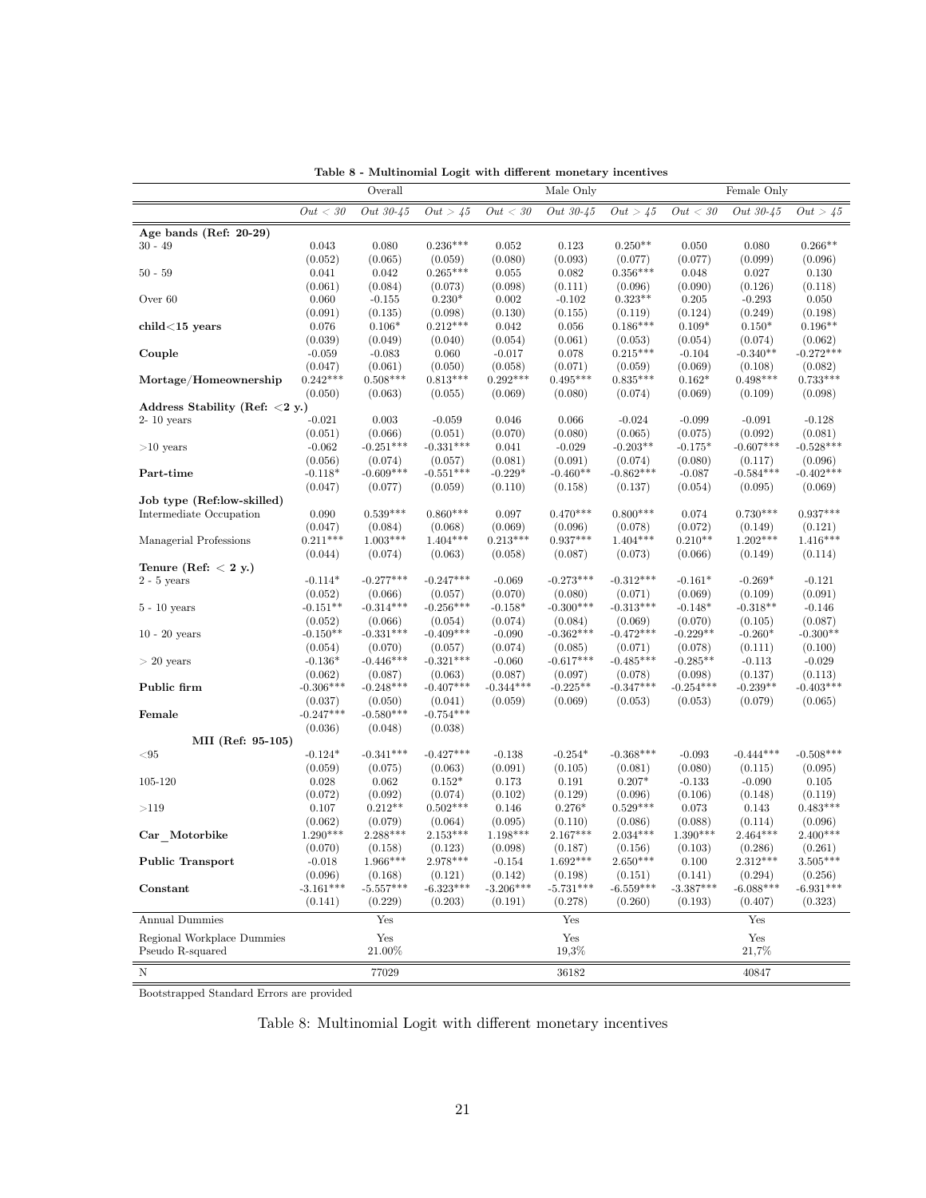**Table 8 - Multinomial Logit with different monetary incentives**

| | Overall | | | Male Only | | | Female Only | | |
|---|---|---|---|---|---|---|---|---|---|
| | *Out < 30* | *Out 30-45* | *Out > 45* | *Out < 30* | *Out 30-45* | *Out > 45* | *Out < 30* | *Out 30-45* | *Out > 45* |
| **Age bands (Ref: 20-29)** | | | | | | | | | |
| 30 - 49 | 0.043 | 0.080 | 0.236*** | 0.052 | 0.123 | 0.250** | 0.050 | 0.080 | 0.266** |
| | (0.052) | (0.065) | (0.059) | (0.080) | (0.093) | (0.077) | (0.077) | (0.099) | (0.096) |
| 50 - 59 | 0.041 | 0.042 | 0.265*** | 0.055 | 0.082 | 0.356*** | 0.048 | 0.027 | 0.130 |
| | (0.061) | (0.084) | (0.073) | (0.098) | (0.111) | (0.096) | (0.090) | (0.126) | (0.118) |
| Over 60 | 0.060 | -0.155 | 0.230* | 0.002 | -0.102 | 0.323** | 0.205 | -0.293 | 0.050 |
| | (0.091) | (0.135) | (0.098) | (0.130) | (0.155) | (0.119) | (0.124) | (0.249) | (0.198) |
| **child<15 years** | 0.076 | 0.106* | 0.212*** | 0.042 | 0.056 | 0.186*** | 0.109* | 0.150* | 0.196** |
| | (0.039) | (0.049) | (0.040) | (0.054) | (0.061) | (0.053) | (0.054) | (0.074) | (0.062) |
| **Couple** | -0.059 | -0.083 | 0.060 | -0.017 | 0.078 | 0.215*** | -0.104 | -0.340** | -0.272*** |
| | (0.047) | (0.061) | (0.050) | (0.058) | (0.071) | (0.059) | (0.069) | (0.108) | (0.082) |
| **Mortage/Homeownership** | 0.242*** | 0.508*** | 0.813*** | 0.292*** | 0.495*** | 0.835*** | 0.162* | 0.498*** | 0.733*** |
| | (0.050) | (0.063) | (0.055) | (0.069) | (0.080) | (0.074) | (0.069) | (0.109) | (0.098) |
| **Address Stability (Ref: <2 y.)** | | | | | | | | | |
| 2- 10 years | -0.021 | 0.003 | -0.059 | 0.046 | 0.066 | -0.024 | -0.099 | -0.091 | -0.128 |
| | (0.051) | (0.066) | (0.051) | (0.070) | (0.080) | (0.065) | (0.075) | (0.092) | (0.081) |
| >10 years | -0.062 | -0.251*** | -0.331*** | 0.041 | -0.029 | -0.203** | -0.175* | -0.607*** | -0.528*** |
| | (0.056) | (0.074) | (0.057) | (0.081) | (0.091) | (0.074) | (0.080) | (0.117) | (0.096) |
| **Part-time** | -0.118* | -0.609*** | -0.551*** | -0.229* | -0.460** | -0.862*** | -0.087 | -0.584*** | -0.402*** |
| | (0.047) | (0.077) | (0.059) | (0.110) | (0.158) | (0.137) | (0.054) | (0.095) | (0.069) |
| **Job type (Ref:low-skilled)** | | | | | | | | | |
| Intermediate Occupation | 0.090 | 0.539*** | 0.860*** | 0.097 | 0.470*** | 0.800*** | 0.074 | 0.730*** | 0.937*** |
| | (0.047) | (0.084) | (0.068) | (0.069) | (0.096) | (0.078) | (0.072) | (0.149) | (0.121) |
| Managerial Professions | 0.211*** | 1.003*** | 1.404*** | 0.213*** | 0.937*** | 1.404*** | 0.210** | 1.202*** | 1.416*** |
| | (0.044) | (0.074) | (0.063) | (0.058) | (0.087) | (0.073) | (0.066) | (0.149) | (0.114) |
| **Tenure (Ref: < 2 y.)** | | | | | | | | | |
| 2 - 5 years | -0.114* | -0.277*** | -0.247*** | -0.069 | -0.273*** | -0.312*** | -0.161* | -0.269* | -0.121 |
| | (0.052) | (0.066) | (0.057) | (0.070) | (0.080) | (0.071) | (0.069) | (0.109) | (0.091) |
| 5 - 10 years | -0.151** | -0.314*** | -0.256*** | -0.158* | -0.300*** | -0.313*** | -0.148* | -0.318** | -0.146 |
| | (0.052) | (0.066) | (0.054) | (0.074) | (0.084) | (0.069) | (0.070) | (0.105) | (0.087) |
| 10 - 20 years | -0.150** | -0.331*** | -0.409*** | -0.090 | -0.362*** | -0.472*** | -0.229** | -0.260* | -0.300** |
| | (0.054) | (0.070) | (0.057) | (0.074) | (0.085) | (0.071) | (0.078) | (0.111) | (0.100) |
| > 20 years | -0.136* | -0.446*** | -0.321*** | -0.060 | -0.617*** | -0.485*** | -0.285** | -0.113 | -0.029 |
| | (0.062) | (0.087) | (0.063) | (0.087) | (0.097) | (0.078) | (0.098) | (0.137) | (0.113) |
| **Public firm** | -0.306*** | -0.248*** | -0.407*** | -0.344*** | -0.225** | -0.347*** | -0.254*** | -0.239** | -0.403*** |
| | (0.037) | (0.050) | (0.041) | (0.059) | (0.069) | (0.053) | (0.053) | (0.079) | (0.065) |
| **Female** | -0.247*** | -0.580*** | -0.754*** | | | | | | |
| | (0.036) | (0.048) | (0.038) | | | | | | |
| **MII (Ref: 95-105)** | | | | | | | | | |
| <95 | -0.124* | -0.341*** | -0.427*** | -0.138 | -0.254* | -0.368*** | -0.093 | -0.444*** | -0.508*** |
| | (0.059) | (0.075) | (0.063) | (0.091) | (0.105) | (0.081) | (0.080) | (0.115) | (0.095) |
| 105-120 | 0.028 | 0.062 | 0.152* | 0.173 | 0.191 | 0.207* | -0.133 | -0.090 | 0.105 |
| | (0.072) | (0.092) | (0.074) | (0.102) | (0.129) | (0.096) | (0.106) | (0.148) | (0.119) |
| >119 | 0.107 | 0.212** | 0.502*** | 0.146 | 0.276* | 0.529*** | 0.073 | 0.143 | 0.483*** |
| | (0.062) | (0.079) | (0.064) | (0.095) | (0.110) | (0.086) | (0.088) | (0.114) | (0.096) |
| **Car_Motorbike** | 1.290*** | 2.288*** | 2.153*** | 1.198*** | 2.167*** | 2.034*** | 1.390*** | 2.464*** | 2.400*** |
| | (0.070) | (0.158) | (0.123) | (0.098) | (0.187) | (0.156) | (0.103) | (0.286) | (0.261) |
| **Public Transport** | -0.018 | 1.966*** | 2.978*** | -0.154 | 1.692*** | 2.650*** | 0.100 | 2.312*** | 3.505*** |
| | (0.096) | (0.168) | (0.121) | (0.142) | (0.198) | (0.151) | (0.141) | (0.294) | (0.256) |
| **Constant** | -3.161*** | -5.557*** | -6.323*** | -3.206*** | -5.731*** | -6.559*** | -3.387*** | -6.088*** | -6.931*** |
| | (0.141) | (0.229) | (0.203) | (0.191) | (0.278) | (0.260) | (0.193) | (0.407) | (0.323) |
| Annual Dummies | | Yes | | | Yes | | | Yes | |
| Regional Workplace Dummies | | Yes | | | Yes | | | Yes | |
| Pseudo R-squared | | 21.00% | | | 19,3% | | | 21,7% | |
| N | | 77029 | | | 36182 | | | 40847 | |

Bootstrapped Standard Errors are provided

Table 8: Multinomial Logit with different monetary incentives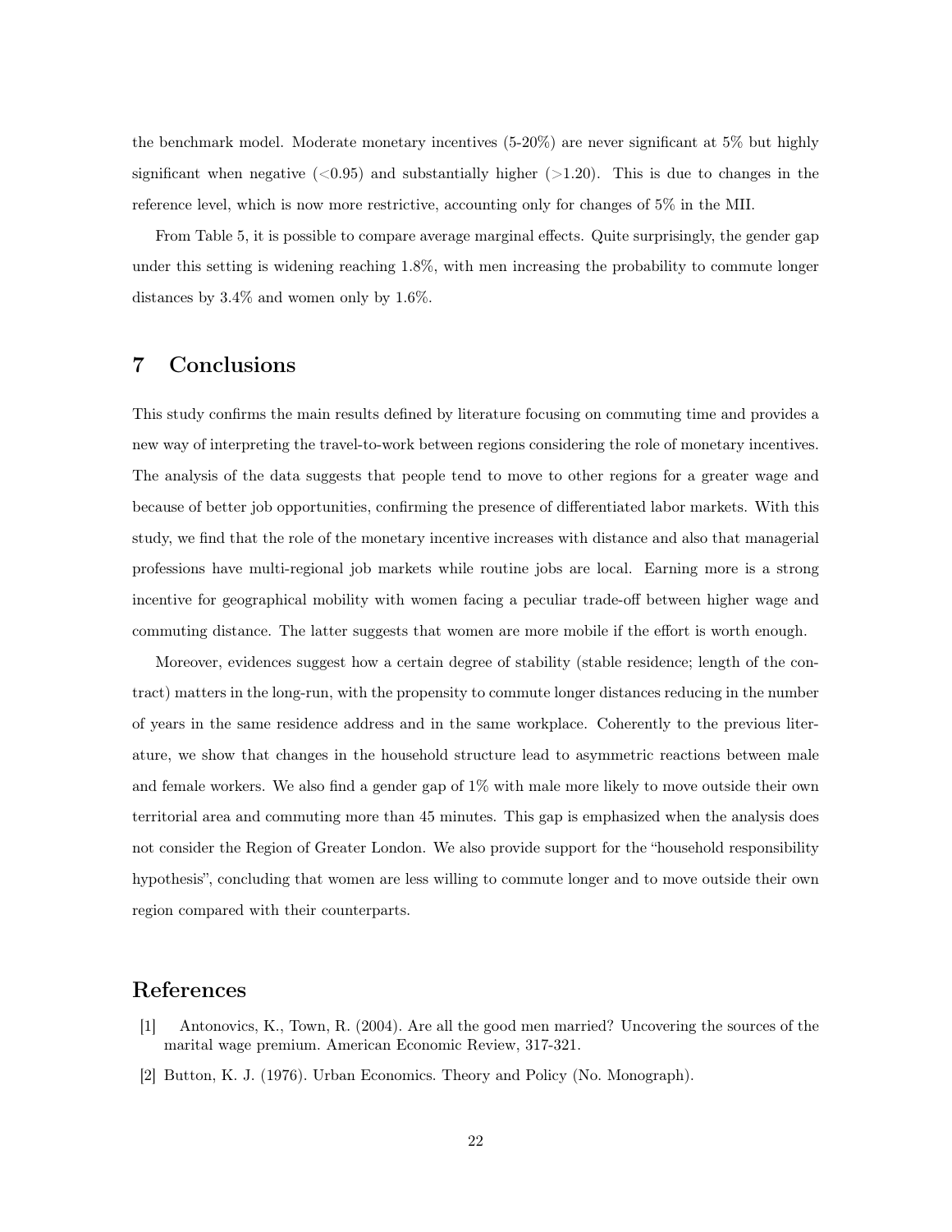the benchmark model. Moderate monetary incentives (5-20%) are never significant at 5% but highly significant when negative (<0.95) and substantially higher (>1.20). This is due to changes in the reference level, which is now more restrictive, accounting only for changes of 5% in the MII.

From Table 5, it is possible to compare average marginal effects. Quite surprisingly, the gender gap under this setting is widening reaching 1.8%, with men increasing the probability to commute longer distances by 3.4% and women only by 1.6%.

## 7 Conclusions

This study confirms the main results defined by literature focusing on commuting time and provides a new way of interpreting the travel-to-work between regions considering the role of monetary incentives. The analysis of the data suggests that people tend to move to other regions for a greater wage and because of better job opportunities, confirming the presence of differentiated labor markets. With this study, we find that the role of the monetary incentive increases with distance and also that managerial professions have multi-regional job markets while routine jobs are local. Earning more is a strong incentive for geographical mobility with women facing a peculiar trade-off between higher wage and commuting distance. The latter suggests that women are more mobile if the effort is worth enough.

Moreover, evidences suggest how a certain degree of stability (stable residence; length of the contract) matters in the long-run, with the propensity to commute longer distances reducing in the number of years in the same residence address and in the same workplace. Coherently to the previous literature, we show that changes in the household structure lead to asymmetric reactions between male and female workers. We also find a gender gap of 1% with male more likely to move outside their own territorial area and commuting more than 45 minutes. This gap is emphasized when the analysis does not consider the Region of Greater London. We also provide support for the "household responsibility hypothesis", concluding that women are less willing to commute longer and to move outside their own region compared with their counterparts.

## References

[1] Antonovics, K., Town, R. (2004). Are all the good men married? Uncovering the sources of the marital wage premium. American Economic Review, 317-321.

[2] Button, K. J. (1976). Urban Economics. Theory and Policy (No. Monograph).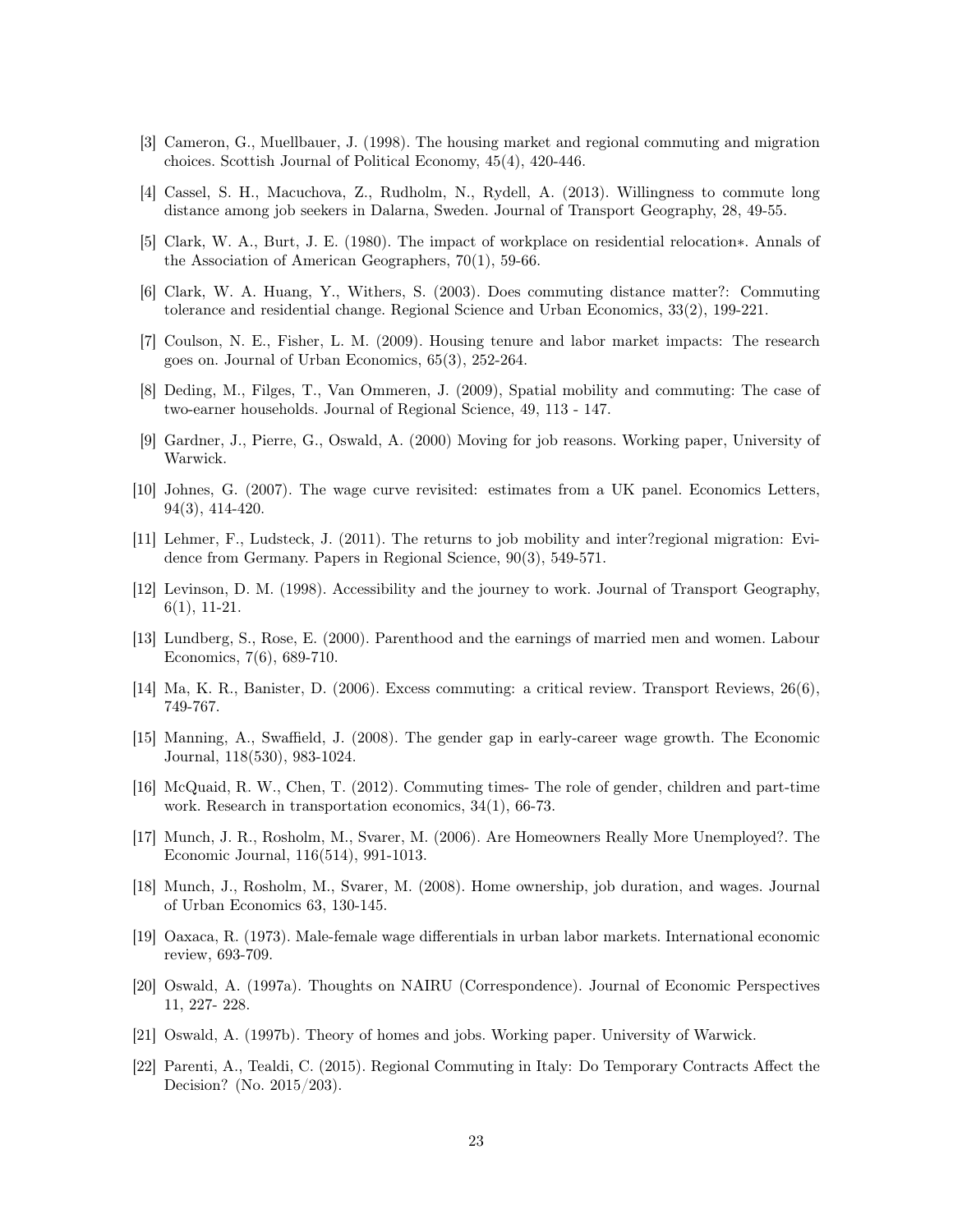[3] Cameron, G., Muellbauer, J. (1998). The housing market and regional commuting and migration choices. Scottish Journal of Political Economy, 45(4), 420-446.

[4] Cassel, S. H., Macuchova, Z., Rudholm, N., Rydell, A. (2013). Willingness to commute long distance among job seekers in Dalarna, Sweden. Journal of Transport Geography, 28, 49-55.

[5] Clark, W. A., Burt, J. E. (1980). The impact of workplace on residential relocation∗. Annals of the Association of American Geographers, 70(1), 59-66.

[6] Clark, W. A. Huang, Y., Withers, S. (2003). Does commuting distance matter?: Commuting tolerance and residential change. Regional Science and Urban Economics, 33(2), 199-221.

[7] Coulson, N. E., Fisher, L. M. (2009). Housing tenure and labor market impacts: The research goes on. Journal of Urban Economics, 65(3), 252-264.

[8] Deding, M., Filges, T., Van Ommeren, J. (2009), Spatial mobility and commuting: The case of two-earner households. Journal of Regional Science, 49, 113 - 147.

[9] Gardner, J., Pierre, G., Oswald, A. (2000) Moving for job reasons. Working paper, University of Warwick.

[10] Johnes, G. (2007). The wage curve revisited: estimates from a UK panel. Economics Letters, 94(3), 414-420.

[11] Lehmer, F., Ludsteck, J. (2011). The returns to job mobility and inter?regional migration: Evidence from Germany. Papers in Regional Science, 90(3), 549-571.

[12] Levinson, D. M. (1998). Accessibility and the journey to work. Journal of Transport Geography, 6(1), 11-21.

[13] Lundberg, S., Rose, E. (2000). Parenthood and the earnings of married men and women. Labour Economics, 7(6), 689-710.

[14] Ma, K. R., Banister, D. (2006). Excess commuting: a critical review. Transport Reviews, 26(6), 749-767.

[15] Manning, A., Swaffield, J. (2008). The gender gap in early-career wage growth. The Economic Journal, 118(530), 983-1024.

[16] McQuaid, R. W., Chen, T. (2012). Commuting times- The role of gender, children and part-time work. Research in transportation economics, 34(1), 66-73.

[17] Munch, J. R., Rosholm, M., Svarer, M. (2006). Are Homeowners Really More Unemployed?. The Economic Journal, 116(514), 991-1013.

[18] Munch, J., Rosholm, M., Svarer, M. (2008). Home ownership, job duration, and wages. Journal of Urban Economics 63, 130-145.

[19] Oaxaca, R. (1973). Male-female wage differentials in urban labor markets. International economic review, 693-709.

[20] Oswald, A. (1997a). Thoughts on NAIRU (Correspondence). Journal of Economic Perspectives 11, 227- 228.

[21] Oswald, A. (1997b). Theory of homes and jobs. Working paper. University of Warwick.

[22] Parenti, A., Tealdi, C. (2015). Regional Commuting in Italy: Do Temporary Contracts Affect the Decision? (No. 2015/203).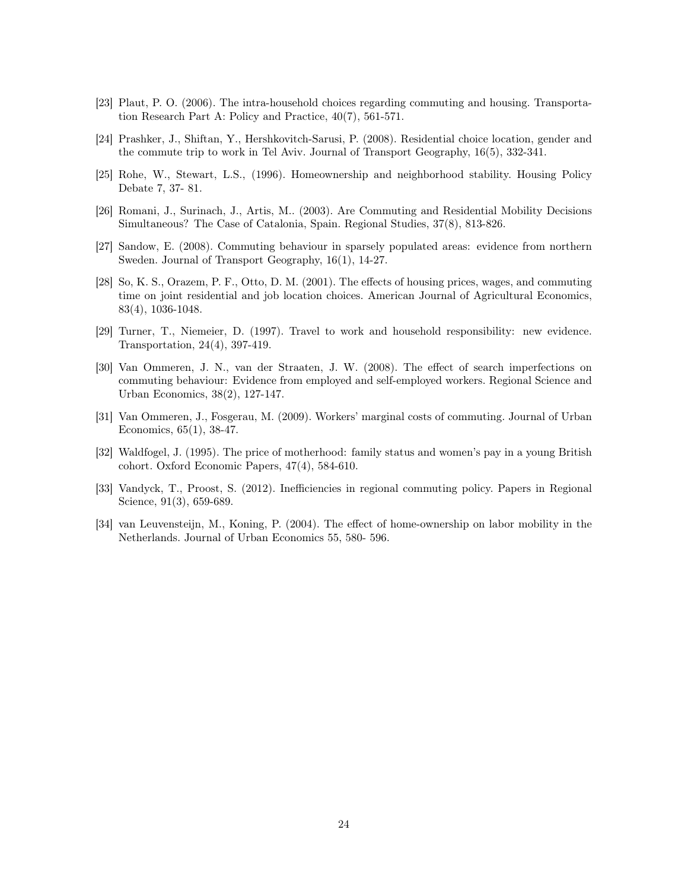[23] Plaut, P. O. (2006). The intra-household choices regarding commuting and housing. Transportation Research Part A: Policy and Practice, 40(7), 561-571.

[24] Prashker, J., Shiftan, Y., Hershkovitch-Sarusi, P. (2008). Residential choice location, gender and the commute trip to work in Tel Aviv. Journal of Transport Geography, 16(5), 332-341.

[25] Rohe, W., Stewart, L.S., (1996). Homeownership and neighborhood stability. Housing Policy Debate 7, 37- 81.

[26] Romani, J., Surinach, J., Artis, M.. (2003). Are Commuting and Residential Mobility Decisions Simultaneous? The Case of Catalonia, Spain. Regional Studies, 37(8), 813-826.

[27] Sandow, E. (2008). Commuting behaviour in sparsely populated areas: evidence from northern Sweden. Journal of Transport Geography, 16(1), 14-27.

[28] So, K. S., Orazem, P. F., Otto, D. M. (2001). The effects of housing prices, wages, and commuting time on joint residential and job location choices. American Journal of Agricultural Economics, 83(4), 1036-1048.

[29] Turner, T., Niemeier, D. (1997). Travel to work and household responsibility: new evidence. Transportation, 24(4), 397-419.

[30] Van Ommeren, J. N., van der Straaten, J. W. (2008). The effect of search imperfections on commuting behaviour: Evidence from employed and self-employed workers. Regional Science and Urban Economics, 38(2), 127-147.

[31] Van Ommeren, J., Fosgerau, M. (2009). Workers' marginal costs of commuting. Journal of Urban Economics, 65(1), 38-47.

[32] Waldfogel, J. (1995). The price of motherhood: family status and women's pay in a young British cohort. Oxford Economic Papers, 47(4), 584-610.

[33] Vandyck, T., Proost, S. (2012). Inefficiencies in regional commuting policy. Papers in Regional Science, 91(3), 659-689.

[34] van Leuvensteijn, M., Koning, P. (2004). The effect of home-ownership on labor mobility in the Netherlands. Journal of Urban Economics 55, 580- 596.